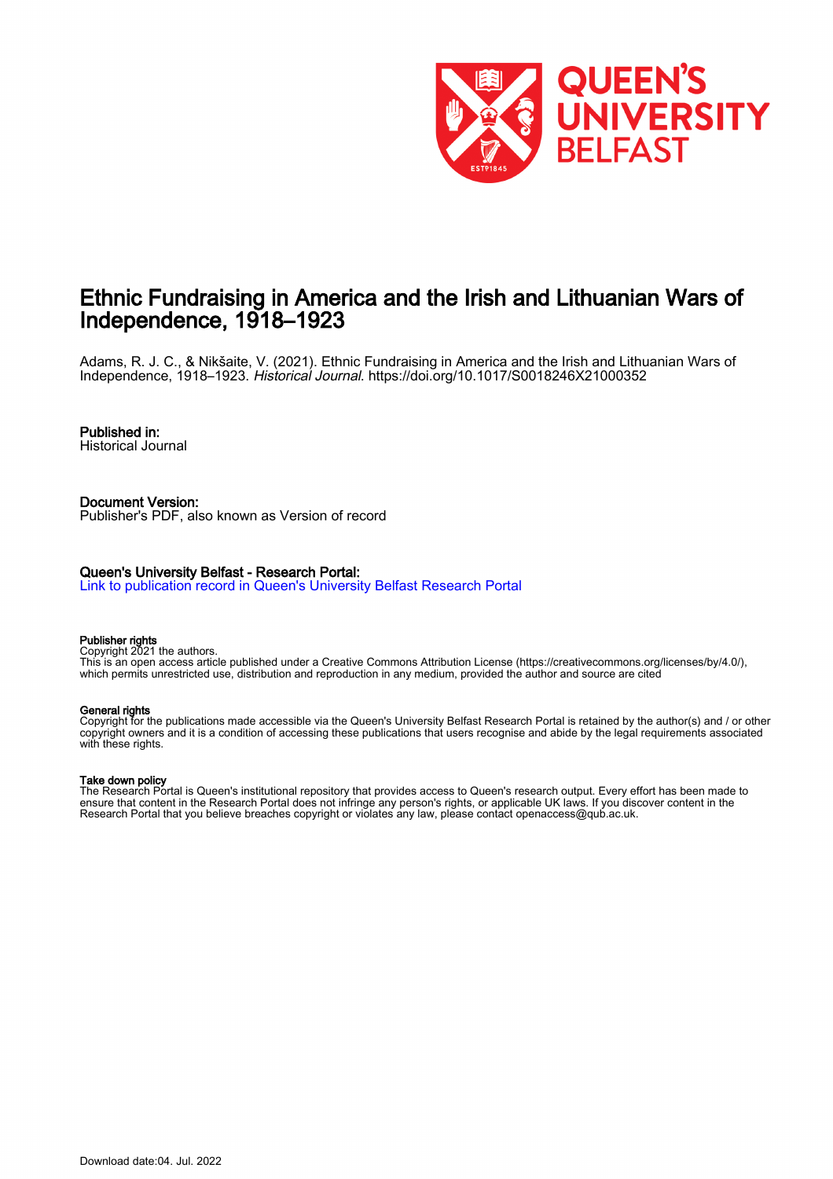# Ethnic Fundraising in America and the Irish and Lithuanian Wars of Independence, 1918–1923

Adams, R. J. C., & Nikšaite, V. (2021). Ethnic Fundraising in America and the Irish and Lithuanian Wars of Independence, 1918–1923. *Historical Journal*. https://doi.org/10.1017/S0018246X21000352

**Published in:**
Historical Journal

**Document Version:**
Publisher's PDF, also known as Version of record

**Queen's University Belfast - Research Portal:**
Link to publication record in Queen's University Belfast Research Portal

**Publisher rights**
Copyright 2021 the authors.
This is an open access article published under a Creative Commons Attribution License (https://creativecommons.org/licenses/by/4.0/), which permits unrestricted use, distribution and reproduction in any medium, provided the author and source are cited

**General rights**
Copyright for the publications made accessible via the Queen's University Belfast Research Portal is retained by the author(s) and / or other copyright owners and it is a condition of accessing these publications that users recognise and abide by the legal requirements associated with these rights.

**Take down policy**
The Research Portal is Queen's institutional repository that provides access to Queen's research output. Every effort has been made to ensure that content in the Research Portal does not infringe any person's rights, or applicable UK laws. If you discover content in the Research Portal that you believe breaches copyright or violates any law, please contact openaccess@qub.ac.uk.

Download date:04. Jul. 2022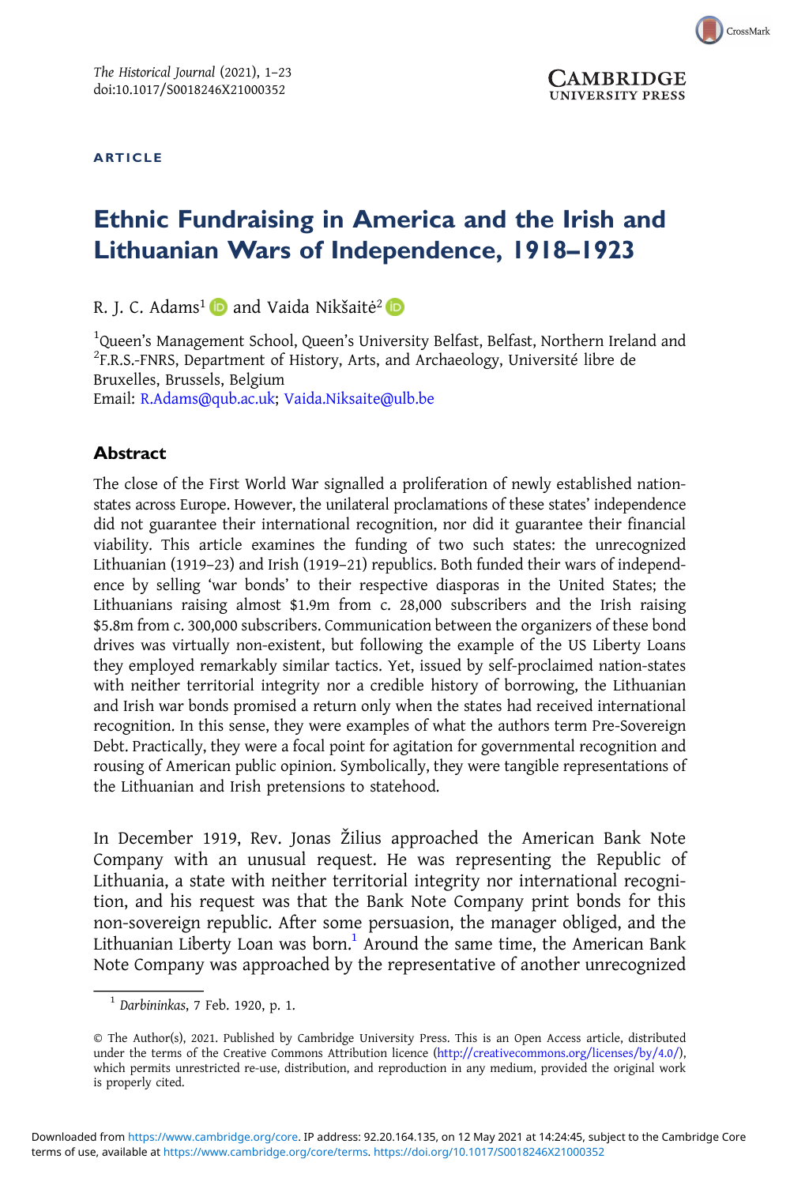*The Historical Journal* (2021), 1–23
doi:10.1017/S0018246X21000352

ARTICLE

# Ethnic Fundraising in America and the Irish and Lithuanian Wars of Independence, 1918–1923

R. J. C. Adams[1] and Vaida Nikšaitė[2]

[1]Queen's Management School, Queen's University Belfast, Belfast, Northern Ireland and [2]F.R.S.-FNRS, Department of History, Arts, and Archaeology, Université libre de Bruxelles, Brussels, Belgium
Email: R.Adams@qub.ac.uk; Vaida.Niksaite@ulb.be

## Abstract

The close of the First World War signalled a proliferation of newly established nation-states across Europe. However, the unilateral proclamations of these states' independence did not guarantee their international recognition, nor did it guarantee their financial viability. This article examines the funding of two such states: the unrecognized Lithuanian (1919–23) and Irish (1919–21) republics. Both funded their wars of independence by selling 'war bonds' to their respective diasporas in the United States; the Lithuanians raising almost \$1.9m from c. 28,000 subscribers and the Irish raising \$5.8m from c. 300,000 subscribers. Communication between the organizers of these bond drives was virtually non-existent, but following the example of the US Liberty Loans they employed remarkably similar tactics. Yet, issued by self-proclaimed nation-states with neither territorial integrity nor a credible history of borrowing, the Lithuanian and Irish war bonds promised a return only when the states had received international recognition. In this sense, they were examples of what the authors term Pre-Sovereign Debt. Practically, they were a focal point for agitation for governmental recognition and rousing of American public opinion. Symbolically, they were tangible representations of the Lithuanian and Irish pretensions to statehood.

In December 1919, Rev. Jonas Žilius approached the American Bank Note Company with an unusual request. He was representing the Republic of Lithuania, a state with neither territorial integrity nor international recognition, and his request was that the Bank Note Company print bonds for this non-sovereign republic. After some persuasion, the manager obliged, and the Lithuanian Liberty Loan was born.[1] Around the same time, the American Bank Note Company was approached by the representative of another unrecognized

[1] *Darbininkas*, 7 Feb. 1920, p. 1.

© The Author(s), 2021. Published by Cambridge University Press. This is an Open Access article, distributed under the terms of the Creative Commons Attribution licence (http://creativecommons.org/licenses/by/4.0/), which permits unrestricted re-use, distribution, and reproduction in any medium, provided the original work is properly cited.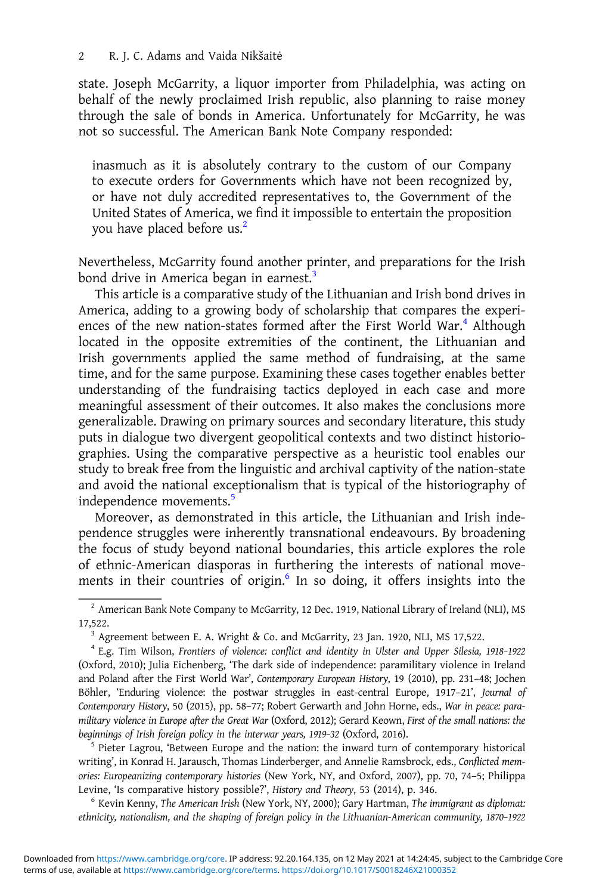state. Joseph McGarrity, a liquor importer from Philadelphia, was acting on behalf of the newly proclaimed Irish republic, also planning to raise money through the sale of bonds in America. Unfortunately for McGarrity, he was not so successful. The American Bank Note Company responded:

> inasmuch as it is absolutely contrary to the custom of our Company to execute orders for Governments which have not been recognized by, or have not duly accredited representatives to, the Government of the United States of America, we find it impossible to entertain the proposition you have placed before us.[2]

Nevertheless, McGarrity found another printer, and preparations for the Irish bond drive in America began in earnest.[3]

This article is a comparative study of the Lithuanian and Irish bond drives in America, adding to a growing body of scholarship that compares the experiences of the new nation-states formed after the First World War.[4] Although located in the opposite extremities of the continent, the Lithuanian and Irish governments applied the same method of fundraising, at the same time, and for the same purpose. Examining these cases together enables better understanding of the fundraising tactics deployed in each case and more meaningful assessment of their outcomes. It also makes the conclusions more generalizable. Drawing on primary sources and secondary literature, this study puts in dialogue two divergent geopolitical contexts and two distinct historiographies. Using the comparative perspective as a heuristic tool enables our study to break free from the linguistic and archival captivity of the nation-state and avoid the national exceptionalism that is typical of the historiography of independence movements.[5]

Moreover, as demonstrated in this article, the Lithuanian and Irish independence struggles were inherently transnational endeavours. By broadening the focus of study beyond national boundaries, this article explores the role of ethnic-American diasporas in furthering the interests of national movements in their countries of origin.[6] In so doing, it offers insights into the

---

[2] American Bank Note Company to McGarrity, 12 Dec. 1919, National Library of Ireland (NLI), MS 17,522.

[3] Agreement between E. A. Wright & Co. and McGarrity, 23 Jan. 1920, NLI, MS 17,522.

[4] E.g. Tim Wilson, *Frontiers of violence: conflict and identity in Ulster and Upper Silesia, 1918–1922* (Oxford, 2010); Julia Eichenberg, 'The dark side of independence: paramilitary violence in Ireland and Poland after the First World War', *Contemporary European History*, 19 (2010), pp. 231–48; Jochen Böhler, 'Enduring violence: the postwar struggles in east-central Europe, 1917–21', *Journal of Contemporary History*, 50 (2015), pp. 58–77; Robert Gerwarth and John Horne, eds., *War in peace: paramilitary violence in Europe after the Great War* (Oxford, 2012); Gerard Keown, *First of the small nations: the beginnings of Irish foreign policy in the interwar years, 1919–32* (Oxford, 2016).

[5] Pieter Lagrou, 'Between Europe and the nation: the inward turn of contemporary historical writing', in Konrad H. Jarausch, Thomas Linderberger, and Annelie Ramsbrock, eds., *Conflicted memories: Europeanizing contemporary histories* (New York, NY, and Oxford, 2007), pp. 70, 74–5; Philippa Levine, 'Is comparative history possible?', *History and Theory*, 53 (2014), p. 346.

[6] Kevin Kenny, *The American Irish* (New York, NY, 2000); Gary Hartman, *The immigrant as diplomat: ethnicity, nationalism, and the shaping of foreign policy in the Lithuanian-American community, 1870–1922*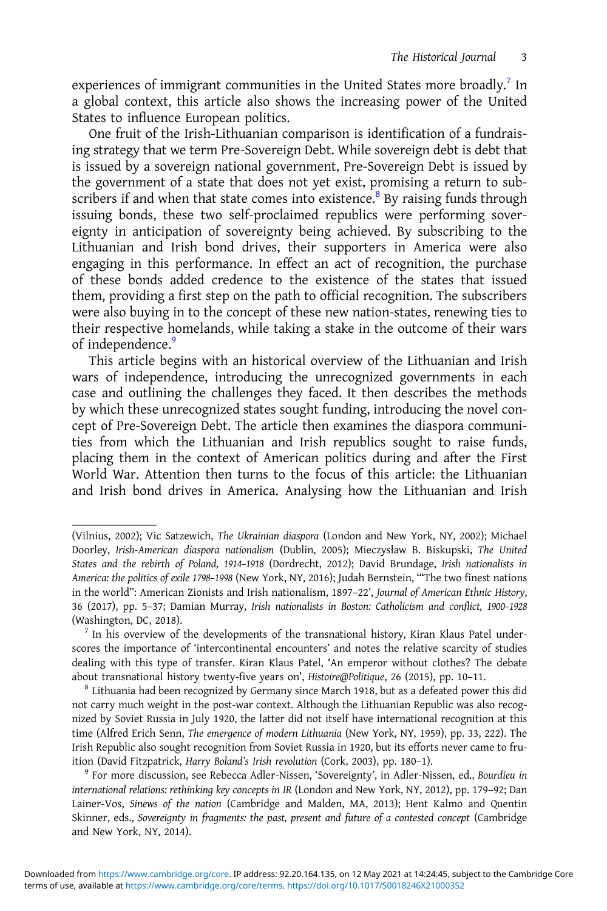experiences of immigrant communities in the United States more broadly.[7] In a global context, this article also shows the increasing power of the United States to influence European politics.

One fruit of the Irish-Lithuanian comparison is identification of a fundraising strategy that we term Pre-Sovereign Debt. While sovereign debt is debt that is issued by a sovereign national government, Pre-Sovereign Debt is issued by the government of a state that does not yet exist, promising a return to subscribers if and when that state comes into existence.[8] By raising funds through issuing bonds, these two self-proclaimed republics were performing sovereignty in anticipation of sovereignty being achieved. By subscribing to the Lithuanian and Irish bond drives, their supporters in America were also engaging in this performance. In effect an act of recognition, the purchase of these bonds added credence to the existence of the states that issued them, providing a first step on the path to official recognition. The subscribers were also buying in to the concept of these new nation-states, renewing ties to their respective homelands, while taking a stake in the outcome of their wars of independence.[9]

This article begins with an historical overview of the Lithuanian and Irish wars of independence, introducing the unrecognized governments in each case and outlining the challenges they faced. It then describes the methods by which these unrecognized states sought funding, introducing the novel concept of Pre-Sovereign Debt. The article then examines the diaspora communities from which the Lithuanian and Irish republics sought to raise funds, placing them in the context of American politics during and after the First World War. Attention then turns to the focus of this article: the Lithuanian and Irish bond drives in America. Analysing how the Lithuanian and Irish

---

(Vilnius, 2002); Vic Satzewich, *The Ukrainian diaspora* (London and New York, NY, 2002); Michael Doorley, *Irish-American diaspora nationalism* (Dublin, 2005); Mieczysław B. Biskupski, *The United States and the rebirth of Poland, 1914–1918* (Dordrecht, 2012); David Brundage, *Irish nationalists in America: the politics of exile 1798–1998* (New York, NY, 2016); Judah Bernstein, '"The two finest nations in the world": American Zionists and Irish nationalism, 1897–22', *Journal of American Ethnic History*, 36 (2017), pp. 5–37; Damian Murray, *Irish nationalists in Boston: Catholicism and conflict, 1900–1928* (Washington, DC, 2018).

[7] In his overview of the developments of the transnational history, Kiran Klaus Patel underscores the importance of 'intercontinental encounters' and notes the relative scarcity of studies dealing with this type of transfer. Kiran Klaus Patel, 'An emperor without clothes? The debate about transnational history twenty-five years on', *Histoire@Politique*, 26 (2015), pp. 10–11.

[8] Lithuania had been recognized by Germany since March 1918, but as a defeated power this did not carry much weight in the post-war context. Although the Lithuanian Republic was also recognized by Soviet Russia in July 1920, the latter did not itself have international recognition at this time (Alfred Erich Senn, *The emergence of modern Lithuania* (New York, NY, 1959), pp. 33, 222). The Irish Republic also sought recognition from Soviet Russia in 1920, but its efforts never came to fruition (David Fitzpatrick, *Harry Boland's Irish revolution* (Cork, 2003), pp. 180–1).

[9] For more discussion, see Rebecca Adler-Nissen, 'Sovereignty', in Adler-Nissen, ed., *Bourdieu in international relations: rethinking key concepts in IR* (London and New York, NY, 2012), pp. 179–92; Dan Lainer-Vos, *Sinews of the nation* (Cambridge and Malden, MA, 2013); Hent Kalmo and Quentin Skinner, eds., *Sovereignty in fragments: the past, present and future of a contested concept* (Cambridge and New York, NY, 2014).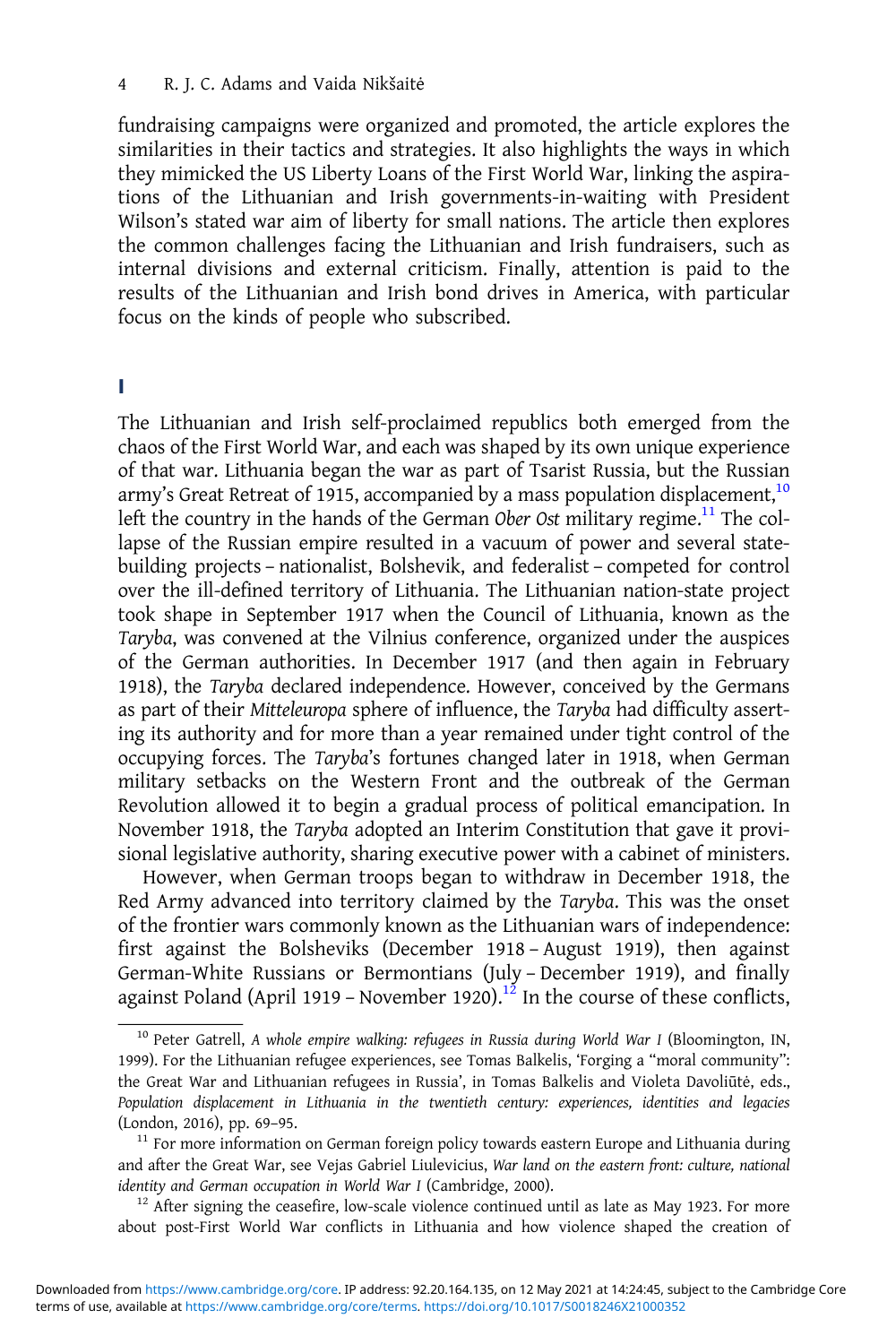fundraising campaigns were organized and promoted, the article explores the similarities in their tactics and strategies. It also highlights the ways in which they mimicked the US Liberty Loans of the First World War, linking the aspirations of the Lithuanian and Irish governments-in-waiting with President Wilson's stated war aim of liberty for small nations. The article then explores the common challenges facing the Lithuanian and Irish fundraisers, such as internal divisions and external criticism. Finally, attention is paid to the results of the Lithuanian and Irish bond drives in America, with particular focus on the kinds of people who subscribed.

## I

The Lithuanian and Irish self-proclaimed republics both emerged from the chaos of the First World War, and each was shaped by its own unique experience of that war. Lithuania began the war as part of Tsarist Russia, but the Russian army's Great Retreat of 1915, accompanied by a mass population displacement,[10] left the country in the hands of the German *Ober Ost* military regime.[11] The collapse of the Russian empire resulted in a vacuum of power and several state-building projects – nationalist, Bolshevik, and federalist – competed for control over the ill-defined territory of Lithuania. The Lithuanian nation-state project took shape in September 1917 when the Council of Lithuania, known as the *Taryba*, was convened at the Vilnius conference, organized under the auspices of the German authorities. In December 1917 (and then again in February 1918), the *Taryba* declared independence. However, conceived by the Germans as part of their *Mitteleuropa* sphere of influence, the *Taryba* had difficulty asserting its authority and for more than a year remained under tight control of the occupying forces. The *Taryba*'s fortunes changed later in 1918, when German military setbacks on the Western Front and the outbreak of the German Revolution allowed it to begin a gradual process of political emancipation. In November 1918, the *Taryba* adopted an Interim Constitution that gave it provisional legislative authority, sharing executive power with a cabinet of ministers.

However, when German troops began to withdraw in December 1918, the Red Army advanced into territory claimed by the *Taryba*. This was the onset of the frontier wars commonly known as the Lithuanian wars of independence: first against the Bolsheviks (December 1918 – August 1919), then against German-White Russians or Bermontians (July – December 1919), and finally against Poland (April 1919 – November 1920).[12] In the course of these conflicts,

---

[10] Peter Gatrell, *A whole empire walking: refugees in Russia during World War I* (Bloomington, IN, 1999). For the Lithuanian refugee experiences, see Tomas Balkelis, 'Forging a "moral community": the Great War and Lithuanian refugees in Russia', in Tomas Balkelis and Violeta Davoliūtė, eds., *Population displacement in Lithuania in the twentieth century: experiences, identities and legacies* (London, 2016), pp. 69–95.

[11] For more information on German foreign policy towards eastern Europe and Lithuania during and after the Great War, see Vejas Gabriel Liulevicius, *War land on the eastern front: culture, national identity and German occupation in World War I* (Cambridge, 2000).

[12] After signing the ceasefire, low-scale violence continued until as late as May 1923. For more about post-First World War conflicts in Lithuania and how violence shaped the creation of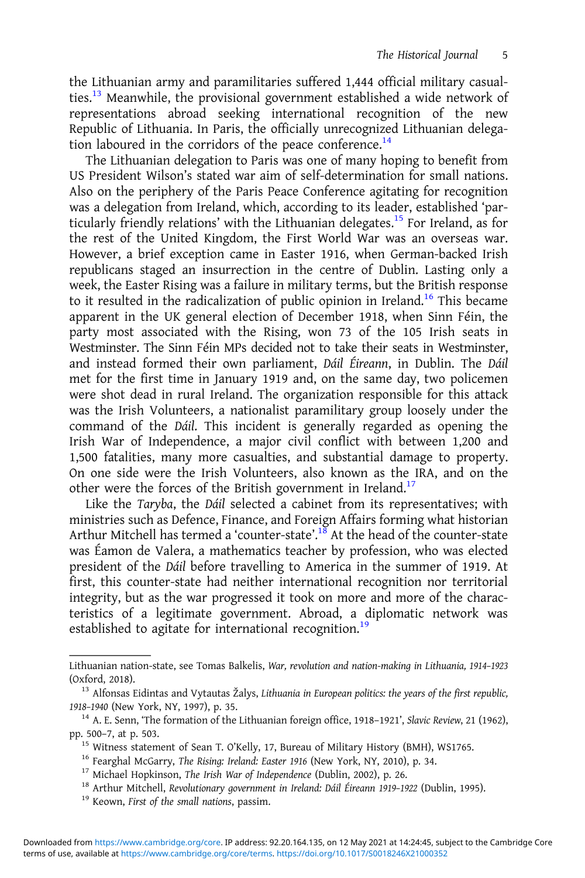the Lithuanian army and paramilitaries suffered 1,444 official military casualties.[13] Meanwhile, the provisional government established a wide network of representations abroad seeking international recognition of the new Republic of Lithuania. In Paris, the officially unrecognized Lithuanian delegation laboured in the corridors of the peace conference.[14]

The Lithuanian delegation to Paris was one of many hoping to benefit from US President Wilson's stated war aim of self-determination for small nations. Also on the periphery of the Paris Peace Conference agitating for recognition was a delegation from Ireland, which, according to its leader, established 'particularly friendly relations' with the Lithuanian delegates.[15] For Ireland, as for the rest of the United Kingdom, the First World War was an overseas war. However, a brief exception came in Easter 1916, when German-backed Irish republicans staged an insurrection in the centre of Dublin. Lasting only a week, the Easter Rising was a failure in military terms, but the British response to it resulted in the radicalization of public opinion in Ireland.[16] This became apparent in the UK general election of December 1918, when Sinn Féin, the party most associated with the Rising, won 73 of the 105 Irish seats in Westminster. The Sinn Féin MPs decided not to take their seats in Westminster, and instead formed their own parliament, *Dáil Éireann*, in Dublin. The *Dáil* met for the first time in January 1919 and, on the same day, two policemen were shot dead in rural Ireland. The organization responsible for this attack was the Irish Volunteers, a nationalist paramilitary group loosely under the command of the *Dáil*. This incident is generally regarded as opening the Irish War of Independence, a major civil conflict with between 1,200 and 1,500 fatalities, many more casualties, and substantial damage to property. On one side were the Irish Volunteers, also known as the IRA, and on the other were the forces of the British government in Ireland.[17]

Like the *Taryba*, the *Dáil* selected a cabinet from its representatives; with ministries such as Defence, Finance, and Foreign Affairs forming what historian Arthur Mitchell has termed a 'counter-state'.[18] At the head of the counter-state was Éamon de Valera, a mathematics teacher by profession, who was elected president of the *Dáil* before travelling to America in the summer of 1919. At first, this counter-state had neither international recognition nor territorial integrity, but as the war progressed it took on more and more of the characteristics of a legitimate government. Abroad, a diplomatic network was established to agitate for international recognition.[19]

---

Lithuanian nation-state, see Tomas Balkelis, *War, revolution and nation-making in Lithuania, 1914–1923* (Oxford, 2018).

[13] Alfonsas Eidintas and Vytautas Žalys, *Lithuania in European politics: the years of the first republic, 1918–1940* (New York, NY, 1997), p. 35.

[14] A. E. Senn, 'The formation of the Lithuanian foreign office, 1918–1921', *Slavic Review*, 21 (1962), pp. 500–7, at p. 503.

[15] Witness statement of Sean T. O'Kelly, 17, Bureau of Military History (BMH), WS1765.

[16] Fearghal McGarry, *The Rising: Ireland: Easter 1916* (New York, NY, 2010), p. 34.

[17] Michael Hopkinson, *The Irish War of Independence* (Dublin, 2002), p. 26.

[18] Arthur Mitchell, *Revolutionary government in Ireland: Dáil Éireann 1919–1922* (Dublin, 1995).

[19] Keown, *First of the small nations*, passim.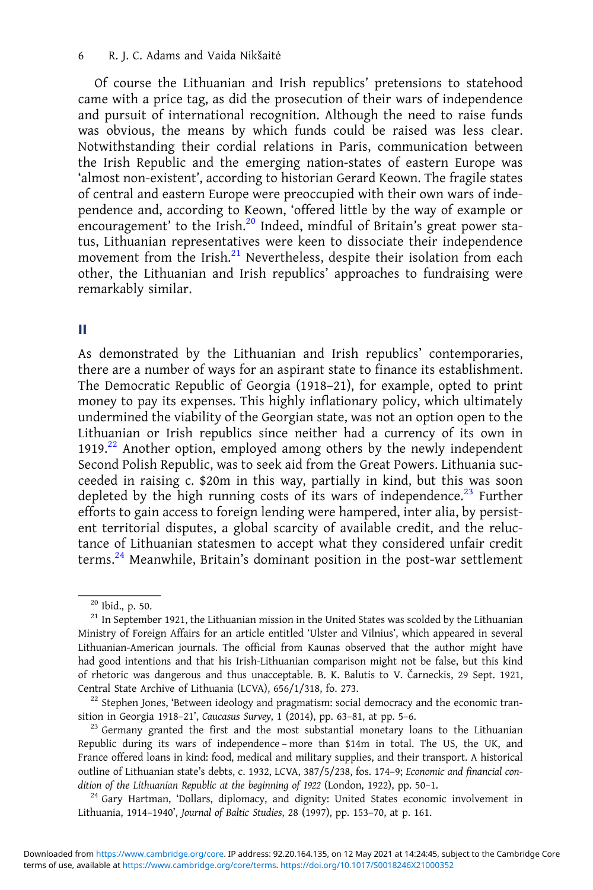Of course the Lithuanian and Irish republics' pretensions to statehood came with a price tag, as did the prosecution of their wars of independence and pursuit of international recognition. Although the need to raise funds was obvious, the means by which funds could be raised was less clear. Notwithstanding their cordial relations in Paris, communication between the Irish Republic and the emerging nation-states of eastern Europe was 'almost non-existent', according to historian Gerard Keown. The fragile states of central and eastern Europe were preoccupied with their own wars of independence and, according to Keown, 'offered little by the way of example or encouragement' to the Irish.[20] Indeed, mindful of Britain's great power status, Lithuanian representatives were keen to dissociate their independence movement from the Irish.[21] Nevertheless, despite their isolation from each other, the Lithuanian and Irish republics' approaches to fundraising were remarkably similar.

## II

As demonstrated by the Lithuanian and Irish republics' contemporaries, there are a number of ways for an aspirant state to finance its establishment. The Democratic Republic of Georgia (1918–21), for example, opted to print money to pay its expenses. This highly inflationary policy, which ultimately undermined the viability of the Georgian state, was not an option open to the Lithuanian or Irish republics since neither had a currency of its own in 1919.[22] Another option, employed among others by the newly independent Second Polish Republic, was to seek aid from the Great Powers. Lithuania succeeded in raising c. $20m in this way, partially in kind, but this was soon depleted by the high running costs of its wars of independence.[23] Further efforts to gain access to foreign lending were hampered, inter alia, by persistent territorial disputes, a global scarcity of available credit, and the reluctance of Lithuanian statesmen to accept what they considered unfair credit terms.[24] Meanwhile, Britain's dominant position in the post-war settlement

---

[20] Ibid., p. 50.

[21] In September 1921, the Lithuanian mission in the United States was scolded by the Lithuanian Ministry of Foreign Affairs for an article entitled 'Ulster and Vilnius', which appeared in several Lithuanian-American journals. The official from Kaunas observed that the author might have had good intentions and that his Irish-Lithuanian comparison might not be false, but this kind of rhetoric was dangerous and thus unacceptable. B. K. Balutis to V. Čarneckis, 29 Sept. 1921, Central State Archive of Lithuania (LCVA), 656/1/318, fo. 273.

[22] Stephen Jones, 'Between ideology and pragmatism: social democracy and the economic transition in Georgia 1918–21', *Caucasus Survey*, 1 (2014), pp. 63–81, at pp. 5–6.

[23] Germany granted the first and the most substantial monetary loans to the Lithuanian Republic during its wars of independence – more than $14m in total. The US, the UK, and France offered loans in kind: food, medical and military supplies, and their transport. A historical outline of Lithuanian state's debts, c. 1932, LCVA, 387/5/238, fos. 174–9; *Economic and financial condition of the Lithuanian Republic at the beginning of 1922* (London, 1922), pp. 50–1.

[24] Gary Hartman, 'Dollars, diplomacy, and dignity: United States economic involvement in Lithuania, 1914–1940', *Journal of Baltic Studies*, 28 (1997), pp. 153–70, at p. 161.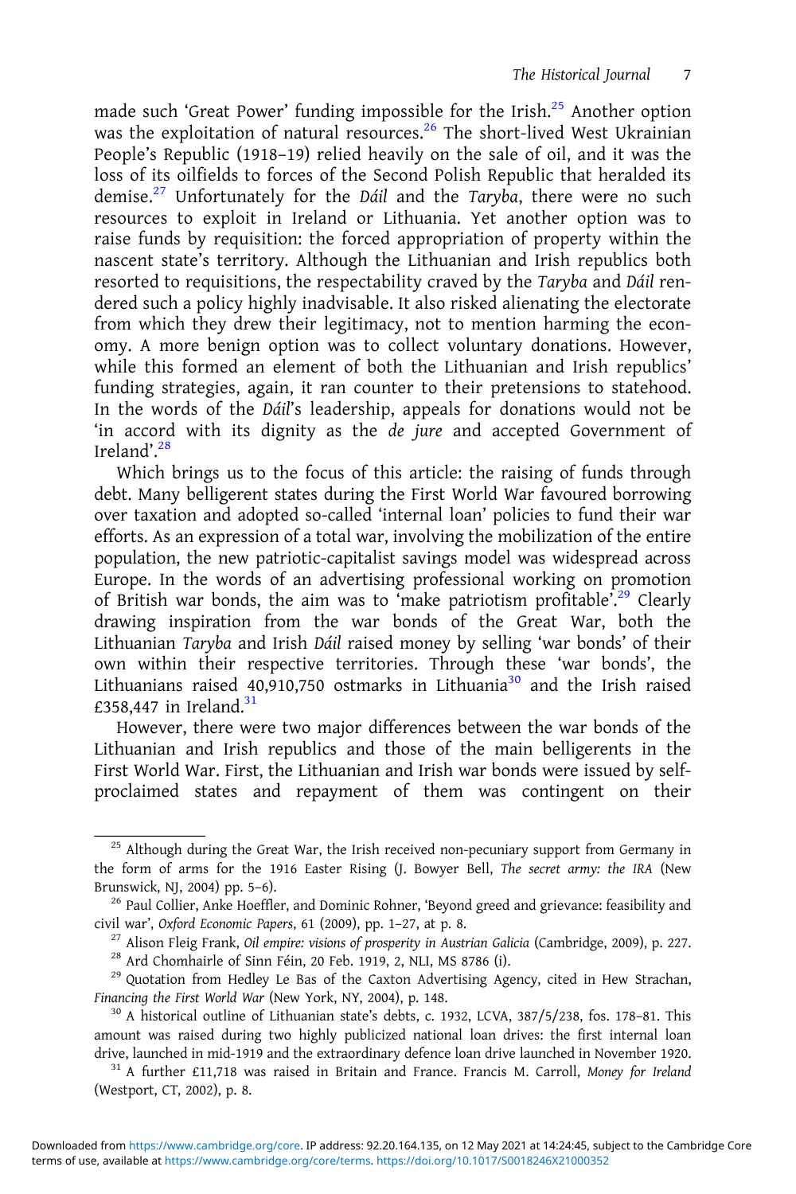made such 'Great Power' funding impossible for the Irish.[25] Another option was the exploitation of natural resources.[26] The short-lived West Ukrainian People's Republic (1918–19) relied heavily on the sale of oil, and it was the loss of its oilfields to forces of the Second Polish Republic that heralded its demise.[27] Unfortunately for the *Dáil* and the *Taryba*, there were no such resources to exploit in Ireland or Lithuania. Yet another option was to raise funds by requisition: the forced appropriation of property within the nascent state's territory. Although the Lithuanian and Irish republics both resorted to requisitions, the respectability craved by the *Taryba* and *Dáil* rendered such a policy highly inadvisable. It also risked alienating the electorate from which they drew their legitimacy, not to mention harming the economy. A more benign option was to collect voluntary donations. However, while this formed an element of both the Lithuanian and Irish republics' funding strategies, again, it ran counter to their pretensions to statehood. In the words of the *Dáil*'s leadership, appeals for donations would not be 'in accord with its dignity as the *de jure* and accepted Government of Ireland'.[28]

Which brings us to the focus of this article: the raising of funds through debt. Many belligerent states during the First World War favoured borrowing over taxation and adopted so-called 'internal loan' policies to fund their war efforts. As an expression of a total war, involving the mobilization of the entire population, the new patriotic-capitalist savings model was widespread across Europe. In the words of an advertising professional working on promotion of British war bonds, the aim was to 'make patriotism profitable'.[29] Clearly drawing inspiration from the war bonds of the Great War, both the Lithuanian *Taryba* and Irish *Dáil* raised money by selling 'war bonds' of their own within their respective territories. Through these 'war bonds', the Lithuanians raised 40,910,750 ostmarks in Lithuania[30] and the Irish raised £358,447 in Ireland.[31]

However, there were two major differences between the war bonds of the Lithuanian and Irish republics and those of the main belligerents in the First World War. First, the Lithuanian and Irish war bonds were issued by self-proclaimed states and repayment of them was contingent on their

---

[25] Although during the Great War, the Irish received non-pecuniary support from Germany in the form of arms for the 1916 Easter Rising (J. Bowyer Bell, *The secret army: the IRA* (New Brunswick, NJ, 2004) pp. 5–6).

[26] Paul Collier, Anke Hoeffler, and Dominic Rohner, 'Beyond greed and grievance: feasibility and civil war', *Oxford Economic Papers*, 61 (2009), pp. 1–27, at p. 8.

[27] Alison Fleig Frank, *Oil empire: visions of prosperity in Austrian Galicia* (Cambridge, 2009), p. 227.

[28] Ard Chomhairle of Sinn Féin, 20 Feb. 1919, 2, NLI, MS 8786 (i).

[29] Quotation from Hedley Le Bas of the Caxton Advertising Agency, cited in Hew Strachan, *Financing the First World War* (New York, NY, 2004), p. 148.

[30] A historical outline of Lithuanian state's debts, c. 1932, LCVA, 387/5/238, fos. 178–81. This amount was raised during two highly publicized national loan drives: the first internal loan drive, launched in mid-1919 and the extraordinary defence loan drive launched in November 1920.

[31] A further £11,718 was raised in Britain and France. Francis M. Carroll, *Money for Ireland* (Westport, CT, 2002), p. 8.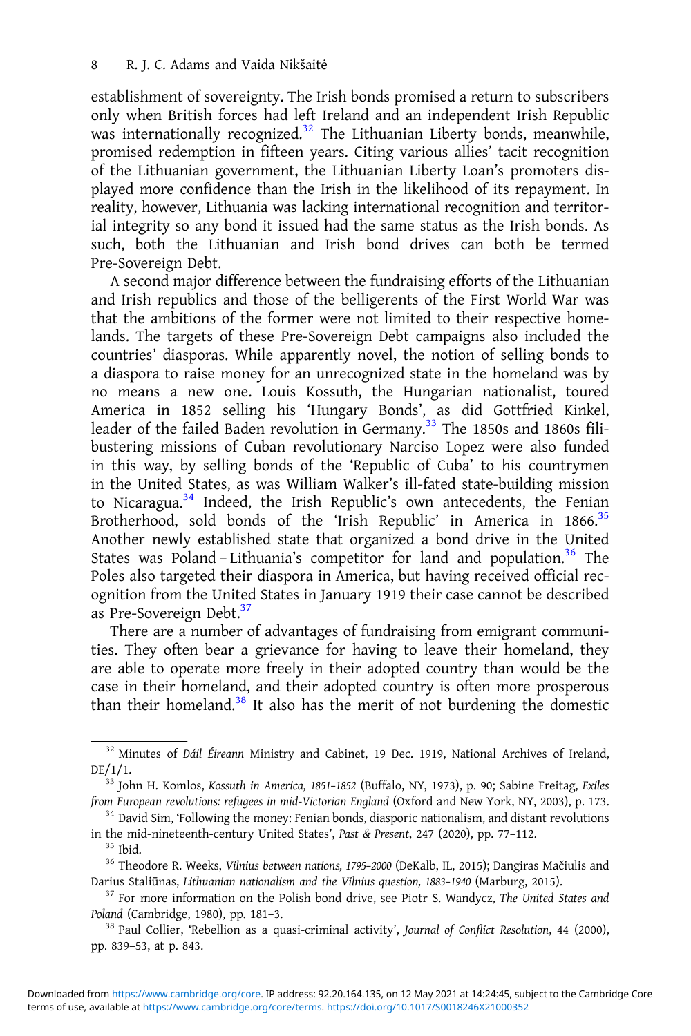establishment of sovereignty. The Irish bonds promised a return to subscribers only when British forces had left Ireland and an independent Irish Republic was internationally recognized.[32] The Lithuanian Liberty bonds, meanwhile, promised redemption in fifteen years. Citing various allies' tacit recognition of the Lithuanian government, the Lithuanian Liberty Loan's promoters displayed more confidence than the Irish in the likelihood of its repayment. In reality, however, Lithuania was lacking international recognition and territorial integrity so any bond it issued had the same status as the Irish bonds. As such, both the Lithuanian and Irish bond drives can both be termed Pre-Sovereign Debt.

A second major difference between the fundraising efforts of the Lithuanian and Irish republics and those of the belligerents of the First World War was that the ambitions of the former were not limited to their respective homelands. The targets of these Pre-Sovereign Debt campaigns also included the countries' diasporas. While apparently novel, the notion of selling bonds to a diaspora to raise money for an unrecognized state in the homeland was by no means a new one. Louis Kossuth, the Hungarian nationalist, toured America in 1852 selling his 'Hungary Bonds', as did Gottfried Kinkel, leader of the failed Baden revolution in Germany.[33] The 1850s and 1860s filibustering missions of Cuban revolutionary Narciso Lopez were also funded in this way, by selling bonds of the 'Republic of Cuba' to his countrymen in the United States, as was William Walker's ill-fated state-building mission to Nicaragua.[34] Indeed, the Irish Republic's own antecedents, the Fenian Brotherhood, sold bonds of the 'Irish Republic' in America in 1866.[35] Another newly established state that organized a bond drive in the United States was Poland – Lithuania's competitor for land and population.[36] The Poles also targeted their diaspora in America, but having received official recognition from the United States in January 1919 their case cannot be described as Pre-Sovereign Debt.[37]

There are a number of advantages of fundraising from emigrant communities. They often bear a grievance for having to leave their homeland, they are able to operate more freely in their adopted country than would be the case in their homeland, and their adopted country is often more prosperous than their homeland.[38] It also has the merit of not burdening the domestic

---

[32] Minutes of *Dáil Éireann* Ministry and Cabinet, 19 Dec. 1919, National Archives of Ireland, DE/1/1.

[33] John H. Komlos, *Kossuth in America, 1851–1852* (Buffalo, NY, 1973), p. 90; Sabine Freitag, *Exiles from European revolutions: refugees in mid-Victorian England* (Oxford and New York, NY, 2003), p. 173.

[34] David Sim, 'Following the money: Fenian bonds, diasporic nationalism, and distant revolutions in the mid-nineteenth-century United States', *Past & Present*, 247 (2020), pp. 77–112.

[35] Ibid.

[36] Theodore R. Weeks, *Vilnius between nations, 1795–2000* (DeKalb, IL, 2015); Dangiras Mačiulis and Darius Staliūnas, *Lithuanian nationalism and the Vilnius question, 1883–1940* (Marburg, 2015).

[37] For more information on the Polish bond drive, see Piotr S. Wandycz, *The United States and Poland* (Cambridge, 1980), pp. 181–3.

[38] Paul Collier, 'Rebellion as a quasi-criminal activity', *Journal of Conflict Resolution*, 44 (2000), pp. 839–53, at p. 843.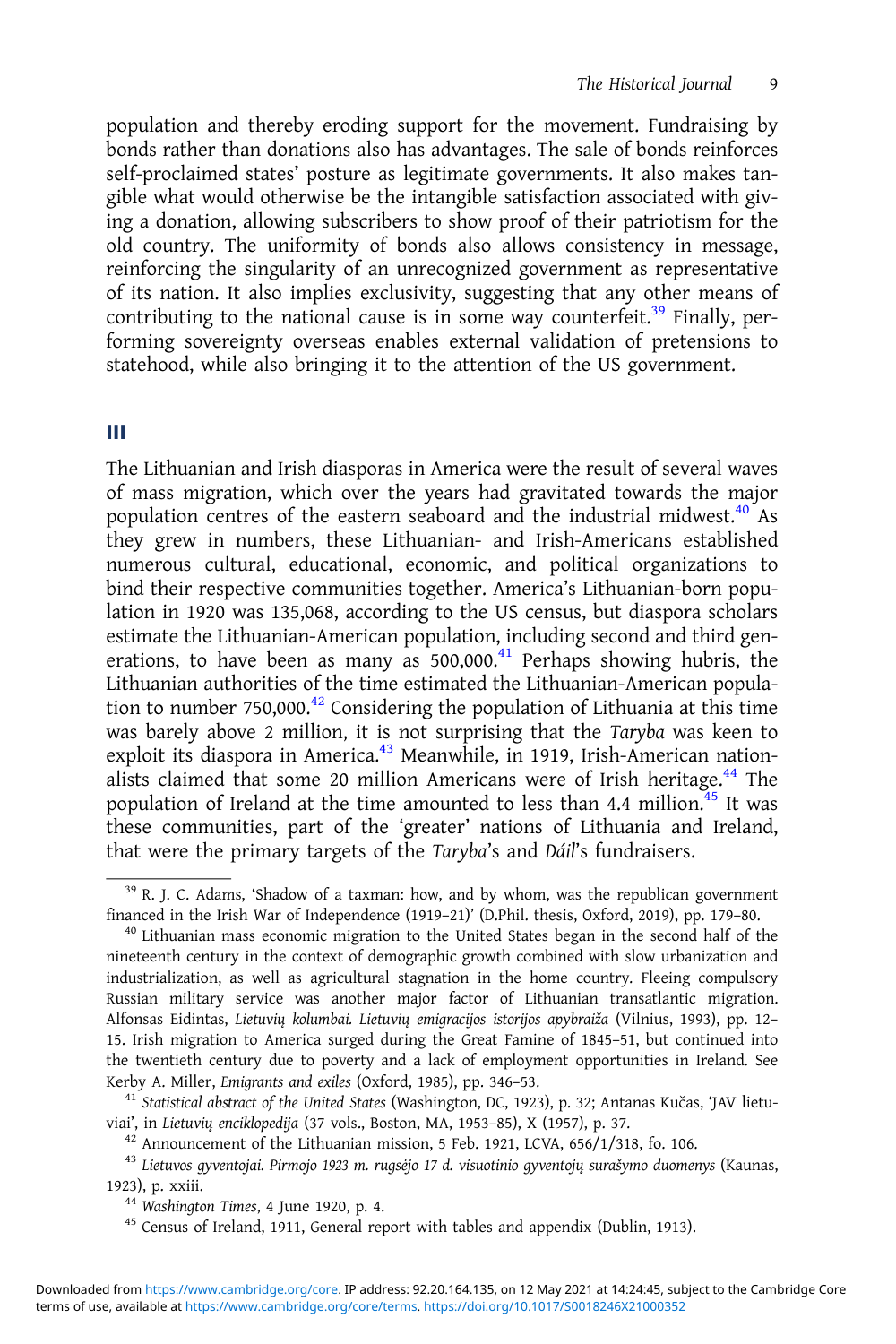population and thereby eroding support for the movement. Fundraising by bonds rather than donations also has advantages. The sale of bonds reinforces self-proclaimed states' posture as legitimate governments. It also makes tangible what would otherwise be the intangible satisfaction associated with giving a donation, allowing subscribers to show proof of their patriotism for the old country. The uniformity of bonds also allows consistency in message, reinforcing the singularity of an unrecognized government as representative of its nation. It also implies exclusivity, suggesting that any other means of contributing to the national cause is in some way counterfeit.[39] Finally, performing sovereignty overseas enables external validation of pretensions to statehood, while also bringing it to the attention of the US government.

## III

The Lithuanian and Irish diasporas in America were the result of several waves of mass migration, which over the years had gravitated towards the major population centres of the eastern seaboard and the industrial midwest.[40] As they grew in numbers, these Lithuanian- and Irish-Americans established numerous cultural, educational, economic, and political organizations to bind their respective communities together. America's Lithuanian-born population in 1920 was 135,068, according to the US census, but diaspora scholars estimate the Lithuanian-American population, including second and third generations, to have been as many as 500,000.[41] Perhaps showing hubris, the Lithuanian authorities of the time estimated the Lithuanian-American population to number 750,000.[42] Considering the population of Lithuania at this time was barely above 2 million, it is not surprising that the *Taryba* was keen to exploit its diaspora in America.[43] Meanwhile, in 1919, Irish-American nationalists claimed that some 20 million Americans were of Irish heritage.[44] The population of Ireland at the time amounted to less than 4.4 million.[45] It was these communities, part of the 'greater' nations of Lithuania and Ireland, that were the primary targets of the *Taryba*'s and *Dáil*'s fundraisers.

---

[39] R. J. C. Adams, 'Shadow of a taxman: how, and by whom, was the republican government financed in the Irish War of Independence (1919–21)' (D.Phil. thesis, Oxford, 2019), pp. 179–80.

[40] Lithuanian mass economic migration to the United States began in the second half of the nineteenth century in the context of demographic growth combined with slow urbanization and industrialization, as well as agricultural stagnation in the home country. Fleeing compulsory Russian military service was another major factor of Lithuanian transatlantic migration. Alfonsas Eidintas, *Lietuvių kolumbai. Lietuvių emigracijos istorijos apybraiža* (Vilnius, 1993), pp. 12–15. Irish migration to America surged during the Great Famine of 1845–51, but continued into the twentieth century due to poverty and a lack of employment opportunities in Ireland. See Kerby A. Miller, *Emigrants and exiles* (Oxford, 1985), pp. 346–53.

[41] *Statistical abstract of the United States* (Washington, DC, 1923), p. 32; Antanas Kučas, 'JAV lietuviai', in *Lietuvių enciklopedija* (37 vols., Boston, MA, 1953–85), X (1957), p. 37.

[42] Announcement of the Lithuanian mission, 5 Feb. 1921, LCVA, 656/1/318, fo. 106.

[43] *Lietuvos gyventojai. Pirmojo 1923 m. rugsėjo 17 d. visuotinio gyventojų surašymo duomenys* (Kaunas, 1923), p. xxiii.

[44] *Washington Times*, 4 June 1920, p. 4.

[45] Census of Ireland, 1911, General report with tables and appendix (Dublin, 1913).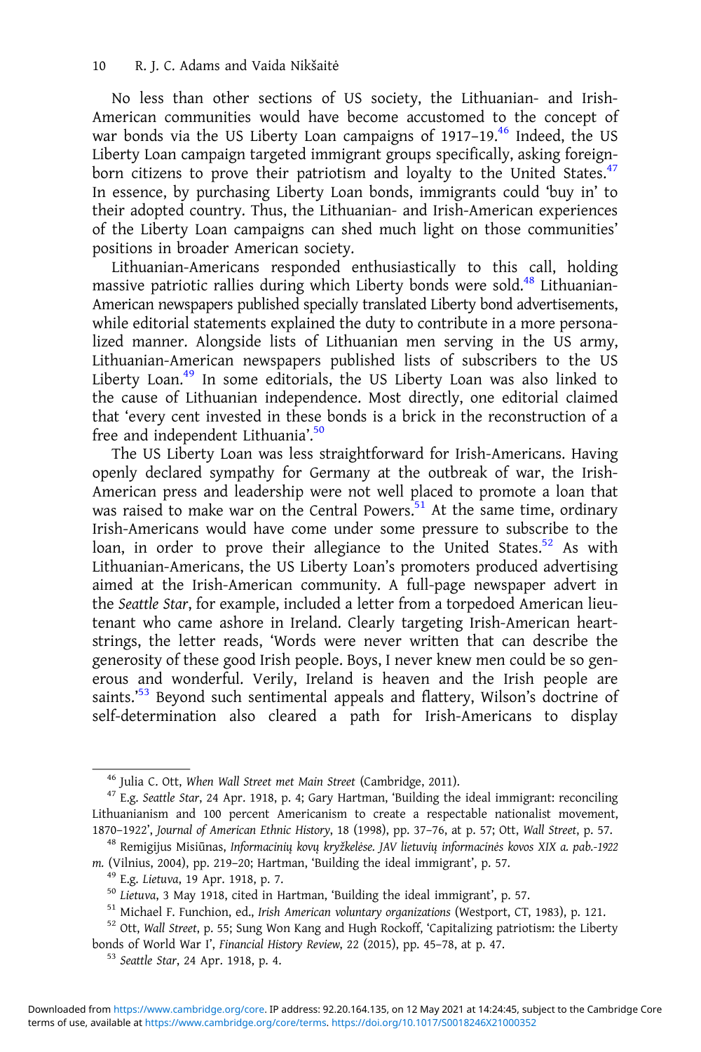No less than other sections of US society, the Lithuanian- and Irish-American communities would have become accustomed to the concept of war bonds via the US Liberty Loan campaigns of 1917–19.[46] Indeed, the US Liberty Loan campaign targeted immigrant groups specifically, asking foreign-born citizens to prove their patriotism and loyalty to the United States.[47] In essence, by purchasing Liberty Loan bonds, immigrants could 'buy in' to their adopted country. Thus, the Lithuanian- and Irish-American experiences of the Liberty Loan campaigns can shed much light on those communities' positions in broader American society.

Lithuanian-Americans responded enthusiastically to this call, holding massive patriotic rallies during which Liberty bonds were sold.[48] Lithuanian-American newspapers published specially translated Liberty bond advertisements, while editorial statements explained the duty to contribute in a more personalized manner. Alongside lists of Lithuanian men serving in the US army, Lithuanian-American newspapers published lists of subscribers to the US Liberty Loan.[49] In some editorials, the US Liberty Loan was also linked to the cause of Lithuanian independence. Most directly, one editorial claimed that 'every cent invested in these bonds is a brick in the reconstruction of a free and independent Lithuania'.[50]

The US Liberty Loan was less straightforward for Irish-Americans. Having openly declared sympathy for Germany at the outbreak of war, the Irish-American press and leadership were not well placed to promote a loan that was raised to make war on the Central Powers.[51] At the same time, ordinary Irish-Americans would have come under some pressure to subscribe to the loan, in order to prove their allegiance to the United States.[52] As with Lithuanian-Americans, the US Liberty Loan's promoters produced advertising aimed at the Irish-American community. A full-page newspaper advert in the *Seattle Star*, for example, included a letter from a torpedoed American lieutenant who came ashore in Ireland. Clearly targeting Irish-American heart-strings, the letter reads, 'Words were never written that can describe the generosity of these good Irish people. Boys, I never knew men could be so generous and wonderful. Verily, Ireland is heaven and the Irish people are saints.'[53] Beyond such sentimental appeals and flattery, Wilson's doctrine of self-determination also cleared a path for Irish-Americans to display

---

[46] Julia C. Ott, *When Wall Street met Main Street* (Cambridge, 2011).

[47] E.g. *Seattle Star*, 24 Apr. 1918, p. 4; Gary Hartman, 'Building the ideal immigrant: reconciling Lithuanianism and 100 percent Americanism to create a respectable nationalist movement, 1870–1922', *Journal of American Ethnic History*, 18 (1998), pp. 37–76, at p. 57; Ott, *Wall Street*, p. 57.

[48] Remigijus Misiūnas, *Informacinių kovų kryžkelėse. JAV lietuvių informacinės kovos XIX a. pab.-1922 m.* (Vilnius, 2004), pp. 219–20; Hartman, 'Building the ideal immigrant', p. 57.

[49] E.g. *Lietuva*, 19 Apr. 1918, p. 7.

[50] *Lietuva*, 3 May 1918, cited in Hartman, 'Building the ideal immigrant', p. 57.

[51] Michael F. Funchion, ed., *Irish American voluntary organizations* (Westport, CT, 1983), p. 121.

[52] Ott, *Wall Street*, p. 55; Sung Won Kang and Hugh Rockoff, 'Capitalizing patriotism: the Liberty bonds of World War I', *Financial History Review*, 22 (2015), pp. 45–78, at p. 47.

[53] *Seattle Star*, 24 Apr. 1918, p. 4.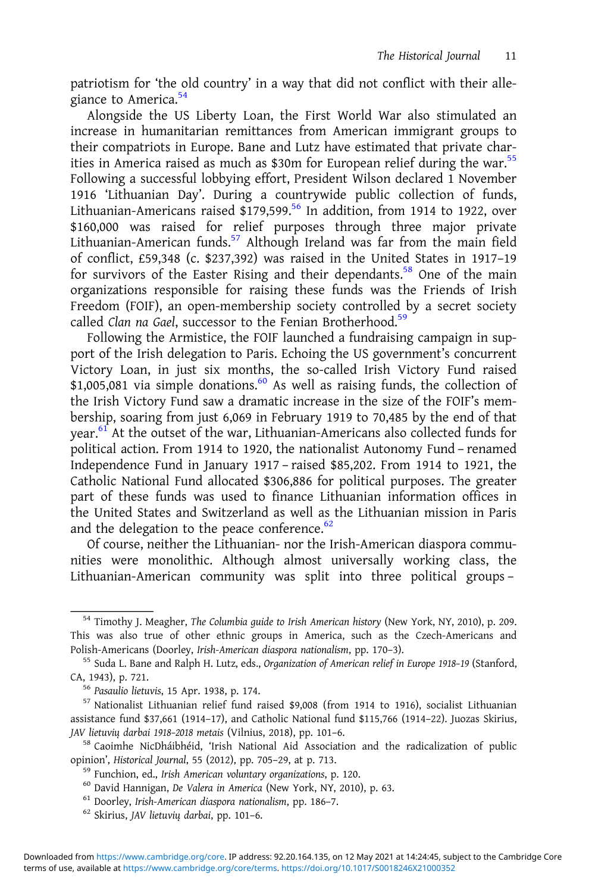patriotism for 'the old country' in a way that did not conflict with their allegiance to America.[54]

Alongside the US Liberty Loan, the First World War also stimulated an increase in humanitarian remittances from American immigrant groups to their compatriots in Europe. Bane and Lutz have estimated that private charities in America raised as much as $30m for European relief during the war.[55] Following a successful lobbying effort, President Wilson declared 1 November 1916 'Lithuanian Day'. During a countrywide public collection of funds, Lithuanian-Americans raised $179,599.[56] In addition, from 1914 to 1922, over $160,000 was raised for relief purposes through three major private Lithuanian-American funds.[57] Although Ireland was far from the main field of conflict, £59,348 (c. $237,392) was raised in the United States in 1917–19 for survivors of the Easter Rising and their dependants.[58] One of the main organizations responsible for raising these funds was the Friends of Irish Freedom (FOIF), an open-membership society controlled by a secret society called *Clan na Gael*, successor to the Fenian Brotherhood.[59]

Following the Armistice, the FOIF launched a fundraising campaign in support of the Irish delegation to Paris. Echoing the US government's concurrent Victory Loan, in just six months, the so-called Irish Victory Fund raised $1,005,081 via simple donations.[60] As well as raising funds, the collection of the Irish Victory Fund saw a dramatic increase in the size of the FOIF's membership, soaring from just 6,069 in February 1919 to 70,485 by the end of that year.[61] At the outset of the war, Lithuanian-Americans also collected funds for political action. From 1914 to 1920, the nationalist Autonomy Fund – renamed Independence Fund in January 1917 – raised $85,202. From 1914 to 1921, the Catholic National Fund allocated $306,886 for political purposes. The greater part of these funds was used to finance Lithuanian information offices in the United States and Switzerland as well as the Lithuanian mission in Paris and the delegation to the peace conference.[62]

Of course, neither the Lithuanian- nor the Irish-American diaspora communities were monolithic. Although almost universally working class, the Lithuanian-American community was split into three political groups –

---

[54] Timothy J. Meagher, *The Columbia guide to Irish American history* (New York, NY, 2010), p. 209. This was also true of other ethnic groups in America, such as the Czech-Americans and Polish-Americans (Doorley, *Irish-American diaspora nationalism*, pp. 170–3).

[55] Suda L. Bane and Ralph H. Lutz, eds., *Organization of American relief in Europe 1918–19* (Stanford, CA, 1943), p. 721.

[56] *Pasaulio lietuvis*, 15 Apr. 1938, p. 174.

[57] Nationalist Lithuanian relief fund raised $9,008 (from 1914 to 1916), socialist Lithuanian assistance fund $37,661 (1914–17), and Catholic National fund $115,766 (1914–22). Juozas Skirius, *JAV lietuvių darbai 1918–2018 metais* (Vilnius, 2018), pp. 101–6.

[58] Caoimhe NicDháibhéid, 'Irish National Aid Association and the radicalization of public opinion', *Historical Journal*, 55 (2012), pp. 705–29, at p. 713.

[59] Funchion, ed., *Irish American voluntary organizations*, p. 120.

[60] David Hannigan, *De Valera in America* (New York, NY, 2010), p. 63.

[61] Doorley, *Irish-American diaspora nationalism*, pp. 186–7.

[62] Skirius, *JAV lietuvių darbai*, pp. 101–6.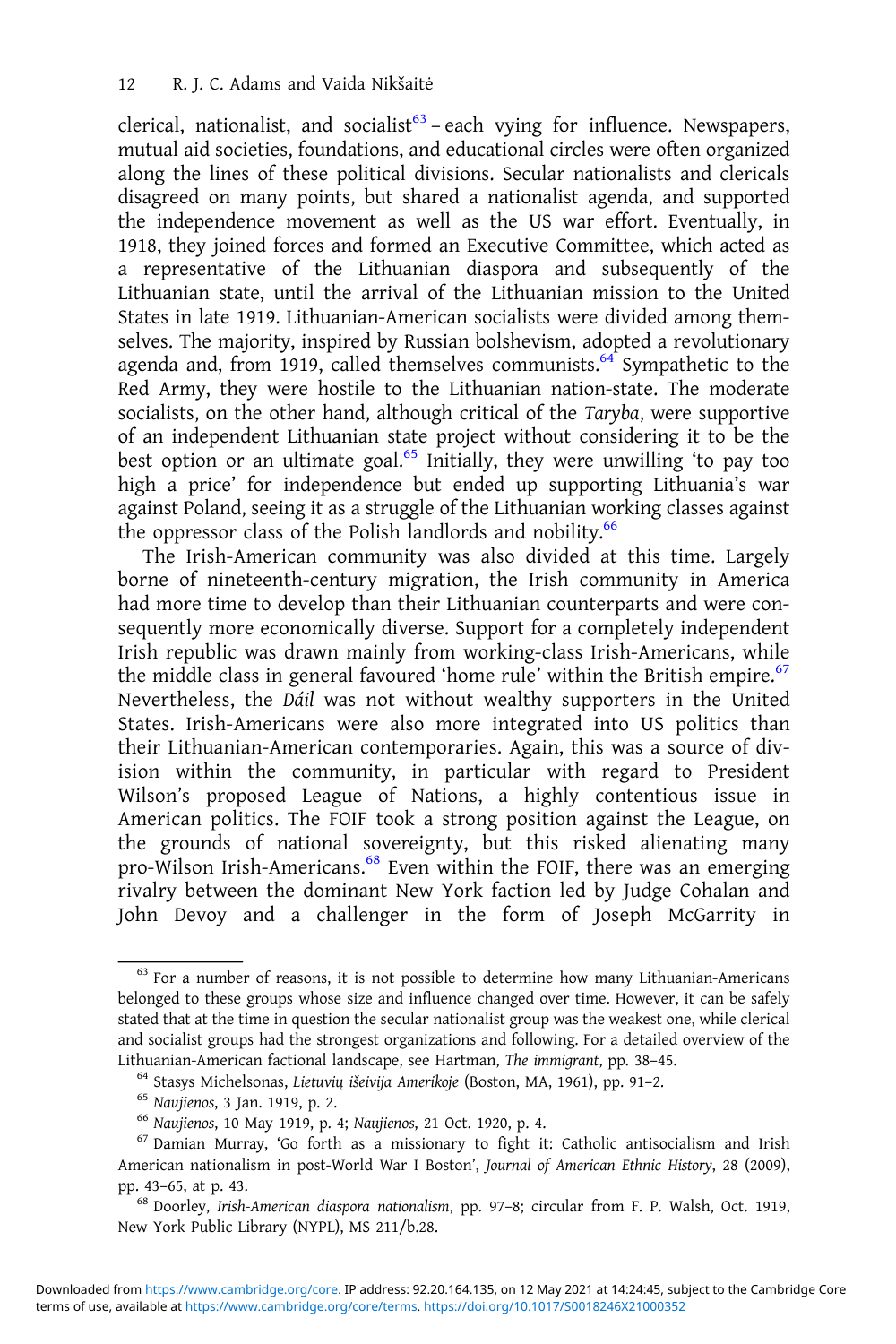clerical, nationalist, and socialist[63] – each vying for influence. Newspapers, mutual aid societies, foundations, and educational circles were often organized along the lines of these political divisions. Secular nationalists and clericals disagreed on many points, but shared a nationalist agenda, and supported the independence movement as well as the US war effort. Eventually, in 1918, they joined forces and formed an Executive Committee, which acted as a representative of the Lithuanian diaspora and subsequently of the Lithuanian state, until the arrival of the Lithuanian mission to the United States in late 1919. Lithuanian-American socialists were divided among themselves. The majority, inspired by Russian bolshevism, adopted a revolutionary agenda and, from 1919, called themselves communists.[64] Sympathetic to the Red Army, they were hostile to the Lithuanian nation-state. The moderate socialists, on the other hand, although critical of the *Taryba*, were supportive of an independent Lithuanian state project without considering it to be the best option or an ultimate goal.[65] Initially, they were unwilling 'to pay too high a price' for independence but ended up supporting Lithuania's war against Poland, seeing it as a struggle of the Lithuanian working classes against the oppressor class of the Polish landlords and nobility.[66]

The Irish-American community was also divided at this time. Largely borne of nineteenth-century migration, the Irish community in America had more time to develop than their Lithuanian counterparts and were consequently more economically diverse. Support for a completely independent Irish republic was drawn mainly from working-class Irish-Americans, while the middle class in general favoured 'home rule' within the British empire.[67] Nevertheless, the *Dáil* was not without wealthy supporters in the United States. Irish-Americans were also more integrated into US politics than their Lithuanian-American contemporaries. Again, this was a source of division within the community, in particular with regard to President Wilson's proposed League of Nations, a highly contentious issue in American politics. The FOIF took a strong position against the League, on the grounds of national sovereignty, but this risked alienating many pro-Wilson Irish-Americans.[68] Even within the FOIF, there was an emerging rivalry between the dominant New York faction led by Judge Cohalan and John Devoy and a challenger in the form of Joseph McGarrity in

---

[63] For a number of reasons, it is not possible to determine how many Lithuanian-Americans belonged to these groups whose size and influence changed over time. However, it can be safely stated that at the time in question the secular nationalist group was the weakest one, while clerical and socialist groups had the strongest organizations and following. For a detailed overview of the Lithuanian-American factional landscape, see Hartman, *The immigrant*, pp. 38–45.

[64] Stasys Michelsonas, *Lietuvių išeivija Amerikoje* (Boston, MA, 1961), pp. 91–2.

[65] *Naujienos*, 3 Jan. 1919, p. 2.

[66] *Naujienos*, 10 May 1919, p. 4; *Naujienos*, 21 Oct. 1920, p. 4.

[67] Damian Murray, 'Go forth as a missionary to fight it: Catholic antisocialism and Irish American nationalism in post-World War I Boston', *Journal of American Ethnic History*, 28 (2009), pp. 43–65, at p. 43.

[68] Doorley, *Irish-American diaspora nationalism*, pp. 97–8; circular from F. P. Walsh, Oct. 1919, New York Public Library (NYPL), MS 211/b.28.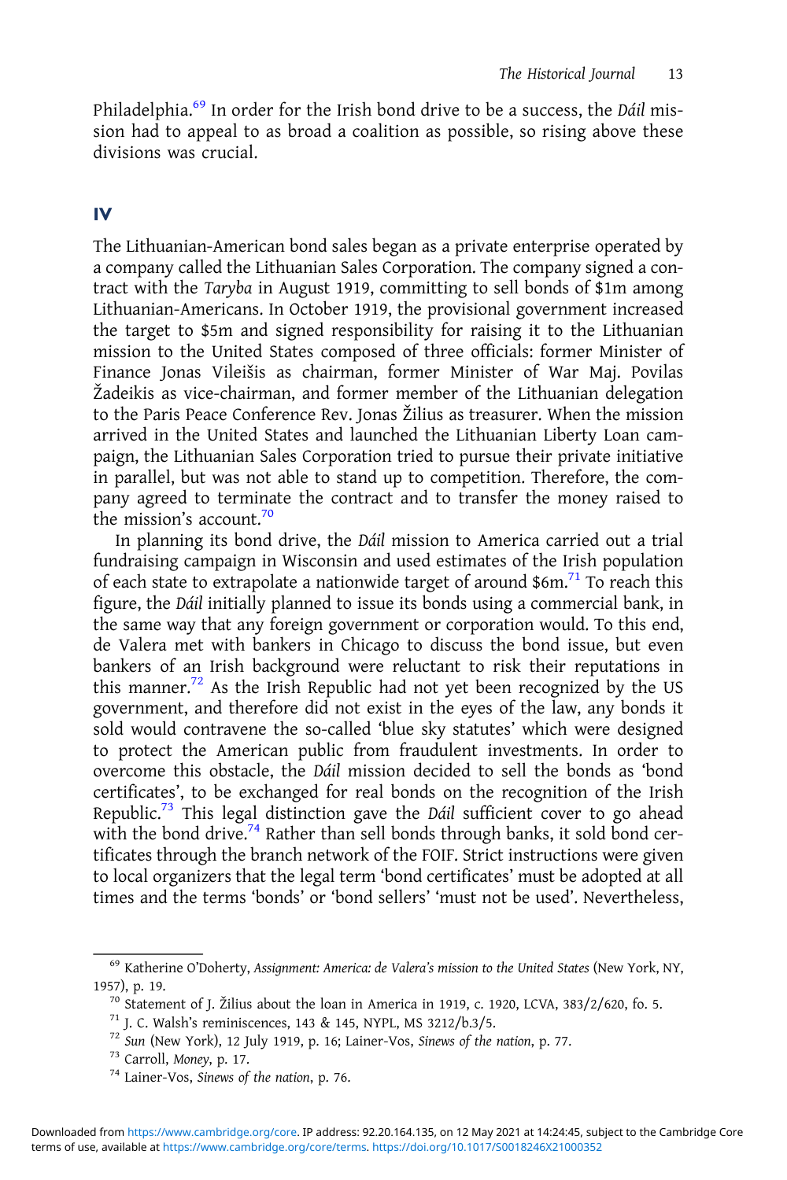Philadelphia.[69] In order for the Irish bond drive to be a success, the *Dáil* mission had to appeal to as broad a coalition as possible, so rising above these divisions was crucial.

## IV

The Lithuanian-American bond sales began as a private enterprise operated by a company called the Lithuanian Sales Corporation. The company signed a contract with the *Taryba* in August 1919, committing to sell bonds of $1m among Lithuanian-Americans. In October 1919, the provisional government increased the target to $5m and signed responsibility for raising it to the Lithuanian mission to the United States composed of three officials: former Minister of Finance Jonas Vileišis as chairman, former Minister of War Maj. Povilas Žadeikis as vice-chairman, and former member of the Lithuanian delegation to the Paris Peace Conference Rev. Jonas Žilius as treasurer. When the mission arrived in the United States and launched the Lithuanian Liberty Loan campaign, the Lithuanian Sales Corporation tried to pursue their private initiative in parallel, but was not able to stand up to competition. Therefore, the company agreed to terminate the contract and to transfer the money raised to the mission's account.[70]

In planning its bond drive, the *Dáil* mission to America carried out a trial fundraising campaign in Wisconsin and used estimates of the Irish population of each state to extrapolate a nationwide target of around $6m.[71] To reach this figure, the *Dáil* initially planned to issue its bonds using a commercial bank, in the same way that any foreign government or corporation would. To this end, de Valera met with bankers in Chicago to discuss the bond issue, but even bankers of an Irish background were reluctant to risk their reputations in this manner.[72] As the Irish Republic had not yet been recognized by the US government, and therefore did not exist in the eyes of the law, any bonds it sold would contravene the so-called 'blue sky statutes' which were designed to protect the American public from fraudulent investments. In order to overcome this obstacle, the *Dáil* mission decided to sell the bonds as 'bond certificates', to be exchanged for real bonds on the recognition of the Irish Republic.[73] This legal distinction gave the *Dáil* sufficient cover to go ahead with the bond drive.[74] Rather than sell bonds through banks, it sold bond certificates through the branch network of the FOIF. Strict instructions were given to local organizers that the legal term 'bond certificates' must be adopted at all times and the terms 'bonds' or 'bond sellers' 'must not be used'. Nevertheless,

[69] Katherine O'Doherty, *Assignment: America: de Valera's mission to the United States* (New York, NY, 1957), p. 19.

[70] Statement of J. Žilius about the loan in America in 1919, c. 1920, LCVA, 383/2/620, fo. 5.

[71] J. C. Walsh's reminiscences, 143 & 145, NYPL, MS 3212/b.3/5.

[72] *Sun* (New York), 12 July 1919, p. 16; Lainer-Vos, *Sinews of the nation*, p. 77.

[73] Carroll, *Money*, p. 17.

[74] Lainer-Vos, *Sinews of the nation*, p. 76.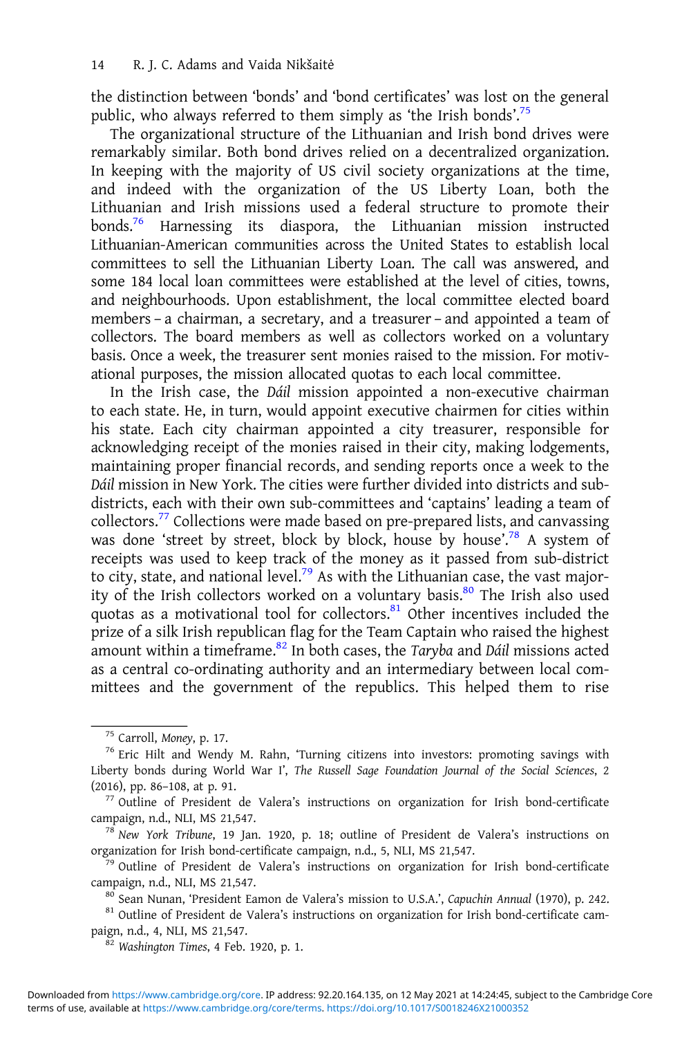the distinction between 'bonds' and 'bond certificates' was lost on the general public, who always referred to them simply as 'the Irish bonds'.[75]

The organizational structure of the Lithuanian and Irish bond drives were remarkably similar. Both bond drives relied on a decentralized organization. In keeping with the majority of US civil society organizations at the time, and indeed with the organization of the US Liberty Loan, both the Lithuanian and Irish missions used a federal structure to promote their bonds.[76] Harnessing its diaspora, the Lithuanian mission instructed Lithuanian-American communities across the United States to establish local committees to sell the Lithuanian Liberty Loan. The call was answered, and some 184 local loan committees were established at the level of cities, towns, and neighbourhoods. Upon establishment, the local committee elected board members – a chairman, a secretary, and a treasurer – and appointed a team of collectors. The board members as well as collectors worked on a voluntary basis. Once a week, the treasurer sent monies raised to the mission. For motivational purposes, the mission allocated quotas to each local committee.

In the Irish case, the *Dáil* mission appointed a non-executive chairman to each state. He, in turn, would appoint executive chairmen for cities within his state. Each city chairman appointed a city treasurer, responsible for acknowledging receipt of the monies raised in their city, making lodgements, maintaining proper financial records, and sending reports once a week to the *Dáil* mission in New York. The cities were further divided into districts and sub-districts, each with their own sub-committees and 'captains' leading a team of collectors.[77] Collections were made based on pre-prepared lists, and canvassing was done 'street by street, block by block, house by house'.[78] A system of receipts was used to keep track of the money as it passed from sub-district to city, state, and national level.[79] As with the Lithuanian case, the vast majority of the Irish collectors worked on a voluntary basis.[80] The Irish also used quotas as a motivational tool for collectors.[81] Other incentives included the prize of a silk Irish republican flag for the Team Captain who raised the highest amount within a timeframe.[82] In both cases, the *Taryba* and *Dáil* missions acted as a central co-ordinating authority and an intermediary between local committees and the government of the republics. This helped them to rise

[75] Carroll, *Money*, p. 17.

[76] Eric Hilt and Wendy M. Rahn, 'Turning citizens into investors: promoting savings with Liberty bonds during World War I', *The Russell Sage Foundation Journal of the Social Sciences*, 2 (2016), pp. 86–108, at p. 91.

[77] Outline of President de Valera's instructions on organization for Irish bond-certificate campaign, n.d., NLI, MS 21,547.

[78] *New York Tribune*, 19 Jan. 1920, p. 18; outline of President de Valera's instructions on organization for Irish bond-certificate campaign, n.d., 5, NLI, MS 21,547.

[79] Outline of President de Valera's instructions on organization for Irish bond-certificate campaign, n.d., NLI, MS 21,547.

[80] Sean Nunan, 'President Eamon de Valera's mission to U.S.A.', *Capuchin Annual* (1970), p. 242.

[81] Outline of President de Valera's instructions on organization for Irish bond-certificate campaign, n.d., 4, NLI, MS 21,547.

[82] *Washington Times*, 4 Feb. 1920, p. 1.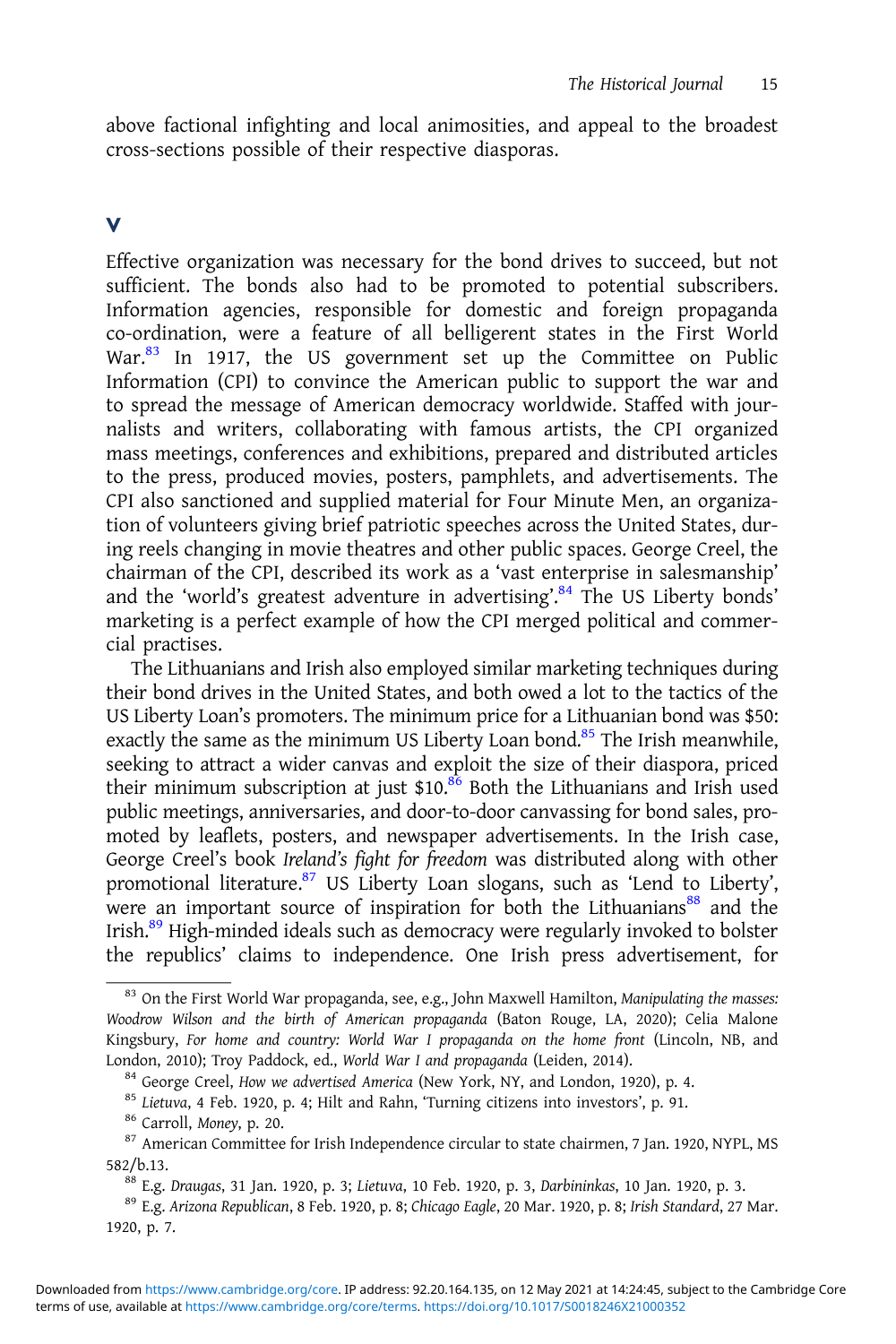above factional infighting and local animosities, and appeal to the broadest cross-sections possible of their respective diasporas.

## V

Effective organization was necessary for the bond drives to succeed, but not sufficient. The bonds also had to be promoted to potential subscribers. Information agencies, responsible for domestic and foreign propaganda co-ordination, were a feature of all belligerent states in the First World War.[83] In 1917, the US government set up the Committee on Public Information (CPI) to convince the American public to support the war and to spread the message of American democracy worldwide. Staffed with journalists and writers, collaborating with famous artists, the CPI organized mass meetings, conferences and exhibitions, prepared and distributed articles to the press, produced movies, posters, pamphlets, and advertisements. The CPI also sanctioned and supplied material for Four Minute Men, an organization of volunteers giving brief patriotic speeches across the United States, during reels changing in movie theatres and other public spaces. George Creel, the chairman of the CPI, described its work as a 'vast enterprise in salesmanship' and the 'world's greatest adventure in advertising'.[84] The US Liberty bonds' marketing is a perfect example of how the CPI merged political and commercial practises.

The Lithuanians and Irish also employed similar marketing techniques during their bond drives in the United States, and both owed a lot to the tactics of the US Liberty Loan's promoters. The minimum price for a Lithuanian bond was $50: exactly the same as the minimum US Liberty Loan bond.[85] The Irish meanwhile, seeking to attract a wider canvas and exploit the size of their diaspora, priced their minimum subscription at just $10.[86] Both the Lithuanians and Irish used public meetings, anniversaries, and door-to-door canvassing for bond sales, promoted by leaflets, posters, and newspaper advertisements. In the Irish case, George Creel's book *Ireland's fight for freedom* was distributed along with other promotional literature.[87] US Liberty Loan slogans, such as 'Lend to Liberty', were an important source of inspiration for both the Lithuanians[88] and the Irish.[89] High-minded ideals such as democracy were regularly invoked to bolster the republics' claims to independence. One Irish press advertisement, for

---

[83] On the First World War propaganda, see, e.g., John Maxwell Hamilton, *Manipulating the masses: Woodrow Wilson and the birth of American propaganda* (Baton Rouge, LA, 2020); Celia Malone Kingsbury, *For home and country: World War I propaganda on the home front* (Lincoln, NB, and London, 2010); Troy Paddock, ed., *World War I and propaganda* (Leiden, 2014).

[84] George Creel, *How we advertised America* (New York, NY, and London, 1920), p. 4.

[85] *Lietuva*, 4 Feb. 1920, p. 4; Hilt and Rahn, 'Turning citizens into investors', p. 91.

[86] Carroll, *Money*, p. 20.

[87] American Committee for Irish Independence circular to state chairmen, 7 Jan. 1920, NYPL, MS 582/b.13.

[88] E.g. *Draugas*, 31 Jan. 1920, p. 3; *Lietuva*, 10 Feb. 1920, p. 3, *Darbininkas*, 10 Jan. 1920, p. 3.

[89] E.g. *Arizona Republican*, 8 Feb. 1920, p. 8; *Chicago Eagle*, 20 Mar. 1920, p. 8; *Irish Standard*, 27 Mar. 1920, p. 7.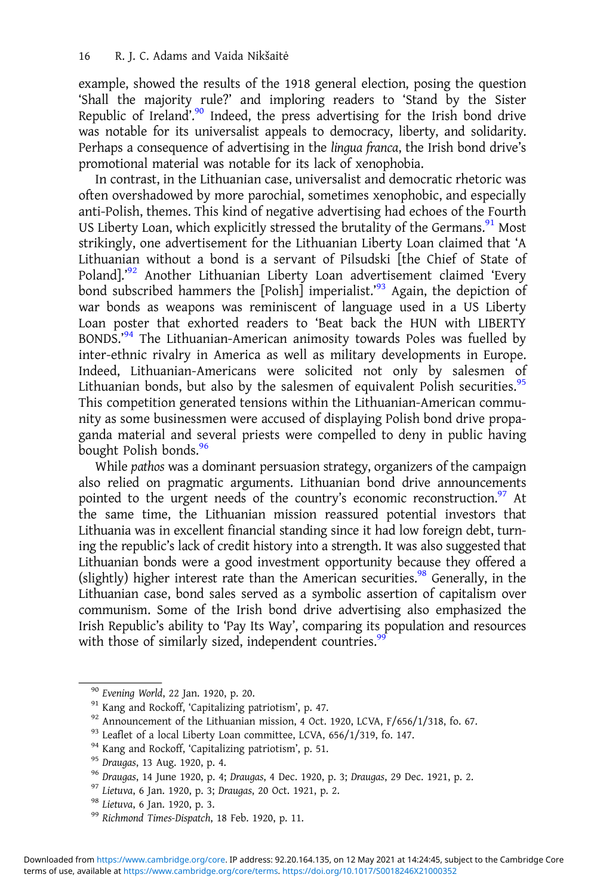example, showed the results of the 1918 general election, posing the question 'Shall the majority rule?' and imploring readers to 'Stand by the Sister Republic of Ireland'.[90] Indeed, the press advertising for the Irish bond drive was notable for its universalist appeals to democracy, liberty, and solidarity. Perhaps a consequence of advertising in the *lingua franca*, the Irish bond drive's promotional material was notable for its lack of xenophobia.

In contrast, in the Lithuanian case, universalist and democratic rhetoric was often overshadowed by more parochial, sometimes xenophobic, and especially anti-Polish, themes. This kind of negative advertising had echoes of the Fourth US Liberty Loan, which explicitly stressed the brutality of the Germans.[91] Most strikingly, one advertisement for the Lithuanian Liberty Loan claimed that 'A Lithuanian without a bond is a servant of Pilsudski [the Chief of State of Poland].'[92] Another Lithuanian Liberty Loan advertisement claimed 'Every bond subscribed hammers the [Polish] imperialist.'[93] Again, the depiction of war bonds as weapons was reminiscent of language used in a US Liberty Loan poster that exhorted readers to 'Beat back the HUN with LIBERTY BONDS.'[94] The Lithuanian-American animosity towards Poles was fuelled by inter-ethnic rivalry in America as well as military developments in Europe. Indeed, Lithuanian-Americans were solicited not only by salesmen of Lithuanian bonds, but also by the salesmen of equivalent Polish securities.[95] This competition generated tensions within the Lithuanian-American community as some businessmen were accused of displaying Polish bond drive propaganda material and several priests were compelled to deny in public having bought Polish bonds.[96]

While *pathos* was a dominant persuasion strategy, organizers of the campaign also relied on pragmatic arguments. Lithuanian bond drive announcements pointed to the urgent needs of the country's economic reconstruction.[97] At the same time, the Lithuanian mission reassured potential investors that Lithuania was in excellent financial standing since it had low foreign debt, turning the republic's lack of credit history into a strength. It was also suggested that Lithuanian bonds were a good investment opportunity because they offered a (slightly) higher interest rate than the American securities.[98] Generally, in the Lithuanian case, bond sales served as a symbolic assertion of capitalism over communism. Some of the Irish bond drive advertising also emphasized the Irish Republic's ability to 'Pay Its Way', comparing its population and resources with those of similarly sized, independent countries.[99]

---

[90] *Evening World*, 22 Jan. 1920, p. 20.

[91] Kang and Rockoff, 'Capitalizing patriotism', p. 47.

[92] Announcement of the Lithuanian mission, 4 Oct. 1920, LCVA, F/656/1/318, fo. 67.

[93] Leaflet of a local Liberty Loan committee, LCVA, 656/1/319, fo. 147.

[94] Kang and Rockoff, 'Capitalizing patriotism', p. 51.

[95] *Draugas*, 13 Aug. 1920, p. 4.

[96] *Draugas*, 14 June 1920, p. 4; *Draugas*, 4 Dec. 1920, p. 3; *Draugas*, 29 Dec. 1921, p. 2.

[97] *Lietuva*, 6 Jan. 1920, p. 3; *Draugas*, 20 Oct. 1921, p. 2.

[98] *Lietuva*, 6 Jan. 1920, p. 3.

[99] *Richmond Times-Dispatch*, 18 Feb. 1920, p. 11.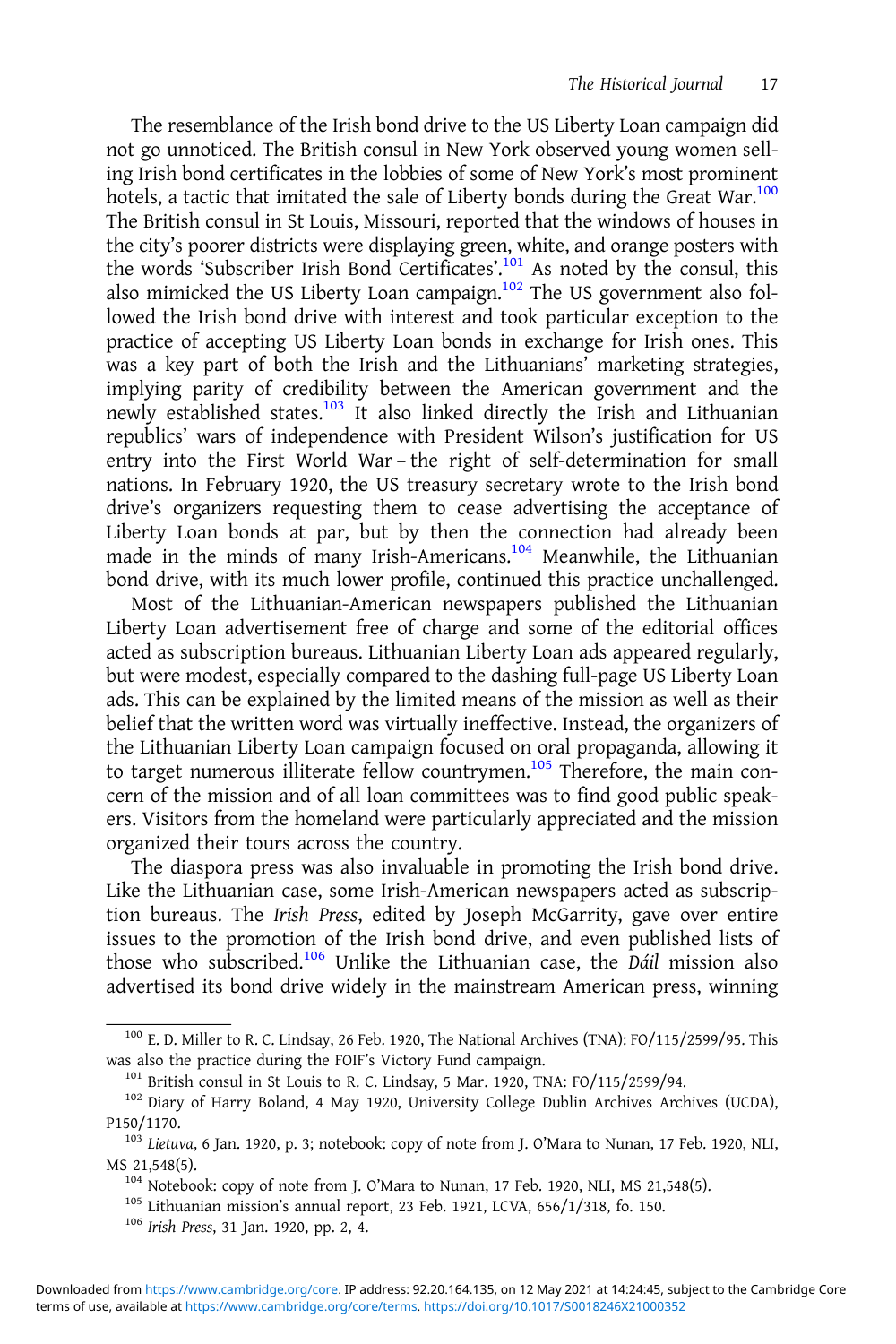The resemblance of the Irish bond drive to the US Liberty Loan campaign did not go unnoticed. The British consul in New York observed young women selling Irish bond certificates in the lobbies of some of New York's most prominent hotels, a tactic that imitated the sale of Liberty bonds during the Great War.[100] The British consul in St Louis, Missouri, reported that the windows of houses in the city's poorer districts were displaying green, white, and orange posters with the words 'Subscriber Irish Bond Certificates'.[101] As noted by the consul, this also mimicked the US Liberty Loan campaign.[102] The US government also followed the Irish bond drive with interest and took particular exception to the practice of accepting US Liberty Loan bonds in exchange for Irish ones. This was a key part of both the Irish and the Lithuanians' marketing strategies, implying parity of credibility between the American government and the newly established states.[103] It also linked directly the Irish and Lithuanian republics' wars of independence with President Wilson's justification for US entry into the First World War – the right of self-determination for small nations. In February 1920, the US treasury secretary wrote to the Irish bond drive's organizers requesting them to cease advertising the acceptance of Liberty Loan bonds at par, but by then the connection had already been made in the minds of many Irish-Americans.[104] Meanwhile, the Lithuanian bond drive, with its much lower profile, continued this practice unchallenged.

Most of the Lithuanian-American newspapers published the Lithuanian Liberty Loan advertisement free of charge and some of the editorial offices acted as subscription bureaus. Lithuanian Liberty Loan ads appeared regularly, but were modest, especially compared to the dashing full-page US Liberty Loan ads. This can be explained by the limited means of the mission as well as their belief that the written word was virtually ineffective. Instead, the organizers of the Lithuanian Liberty Loan campaign focused on oral propaganda, allowing it to target numerous illiterate fellow countrymen.[105] Therefore, the main concern of the mission and of all loan committees was to find good public speakers. Visitors from the homeland were particularly appreciated and the mission organized their tours across the country.

The diaspora press was also invaluable in promoting the Irish bond drive. Like the Lithuanian case, some Irish-American newspapers acted as subscription bureaus. The *Irish Press*, edited by Joseph McGarrity, gave over entire issues to the promotion of the Irish bond drive, and even published lists of those who subscribed.[106] Unlike the Lithuanian case, the *Dáil* mission also advertised its bond drive widely in the mainstream American press, winning

---

[100] E. D. Miller to R. C. Lindsay, 26 Feb. 1920, The National Archives (TNA): FO/115/2599/95. This was also the practice during the FOIF's Victory Fund campaign.

[101] British consul in St Louis to R. C. Lindsay, 5 Mar. 1920, TNA: FO/115/2599/94.

[102] Diary of Harry Boland, 4 May 1920, University College Dublin Archives Archives (UCDA), P150/1170.

[103] *Lietuva*, 6 Jan. 1920, p. 3; notebook: copy of note from J. O'Mara to Nunan, 17 Feb. 1920, NLI, MS 21,548(5).

[104] Notebook: copy of note from J. O'Mara to Nunan, 17 Feb. 1920, NLI, MS 21,548(5).

[105] Lithuanian mission's annual report, 23 Feb. 1921, LCVA, 656/1/318, fo. 150.

[106] *Irish Press*, 31 Jan. 1920, pp. 2, 4.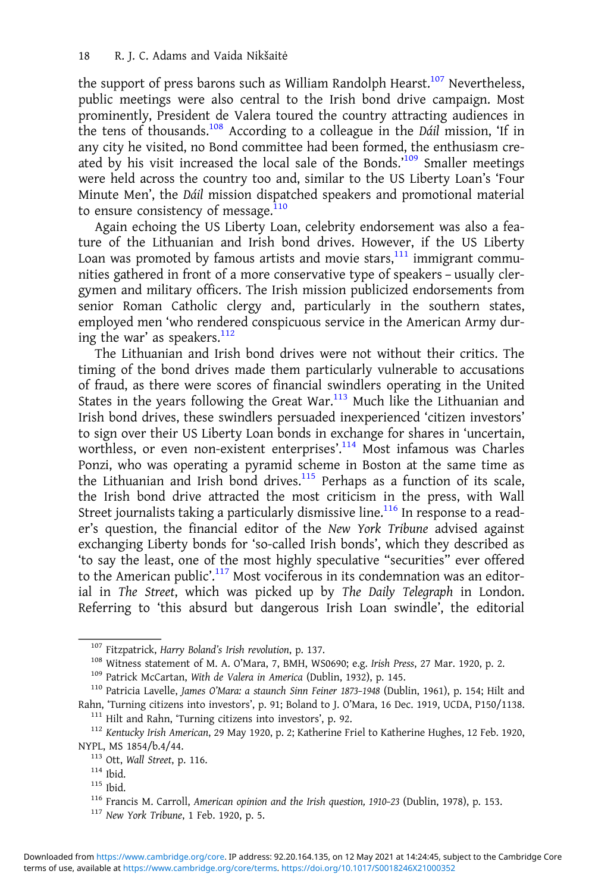the support of press barons such as William Randolph Hearst.[107] Nevertheless, public meetings were also central to the Irish bond drive campaign. Most prominently, President de Valera toured the country attracting audiences in the tens of thousands.[108] According to a colleague in the *Dáil* mission, 'If in any city he visited, no Bond committee had been formed, the enthusiasm created by his visit increased the local sale of the Bonds.'[109] Smaller meetings were held across the country too and, similar to the US Liberty Loan's 'Four Minute Men', the *Dáil* mission dispatched speakers and promotional material to ensure consistency of message.[110]

Again echoing the US Liberty Loan, celebrity endorsement was also a feature of the Lithuanian and Irish bond drives. However, if the US Liberty Loan was promoted by famous artists and movie stars,[111] immigrant communities gathered in front of a more conservative type of speakers – usually clergymen and military officers. The Irish mission publicized endorsements from senior Roman Catholic clergy and, particularly in the southern states, employed men 'who rendered conspicuous service in the American Army during the war' as speakers.[112]

The Lithuanian and Irish bond drives were not without their critics. The timing of the bond drives made them particularly vulnerable to accusations of fraud, as there were scores of financial swindlers operating in the United States in the years following the Great War.[113] Much like the Lithuanian and Irish bond drives, these swindlers persuaded inexperienced 'citizen investors' to sign over their US Liberty Loan bonds in exchange for shares in 'uncertain, worthless, or even non-existent enterprises'.[114] Most infamous was Charles Ponzi, who was operating a pyramid scheme in Boston at the same time as the Lithuanian and Irish bond drives.[115] Perhaps as a function of its scale, the Irish bond drive attracted the most criticism in the press, with Wall Street journalists taking a particularly dismissive line.[116] In response to a reader's question, the financial editor of the *New York Tribune* advised against exchanging Liberty bonds for 'so-called Irish bonds', which they described as 'to say the least, one of the most highly speculative "securities" ever offered to the American public'.[117] Most vociferous in its condemnation was an editorial in *The Street*, which was picked up by *The Daily Telegraph* in London. Referring to 'this absurd but dangerous Irish Loan swindle', the editorial

---

[107] Fitzpatrick, *Harry Boland's Irish revolution*, p. 137.

[108] Witness statement of M. A. O'Mara, 7, BMH, WS0690; e.g. *Irish Press*, 27 Mar. 1920, p. 2.

[109] Patrick McCartan, *With de Valera in America* (Dublin, 1932), p. 145.

[110] Patricia Lavelle, *James O'Mara: a staunch Sinn Feiner 1873–1948* (Dublin, 1961), p. 154; Hilt and Rahn, 'Turning citizens into investors', p. 91; Boland to J. O'Mara, 16 Dec. 1919, UCDA, P150/1138.

[111] Hilt and Rahn, 'Turning citizens into investors', p. 92.

[112] *Kentucky Irish American*, 29 May 1920, p. 2; Katherine Friel to Katherine Hughes, 12 Feb. 1920, NYPL, MS 1854/b.4/44.

[113] Ott, *Wall Street*, p. 116.

[114] Ibid.

[115] Ibid.

[116] Francis M. Carroll, *American opinion and the Irish question, 1910–23* (Dublin, 1978), p. 153.

[117] *New York Tribune*, 1 Feb. 1920, p. 5.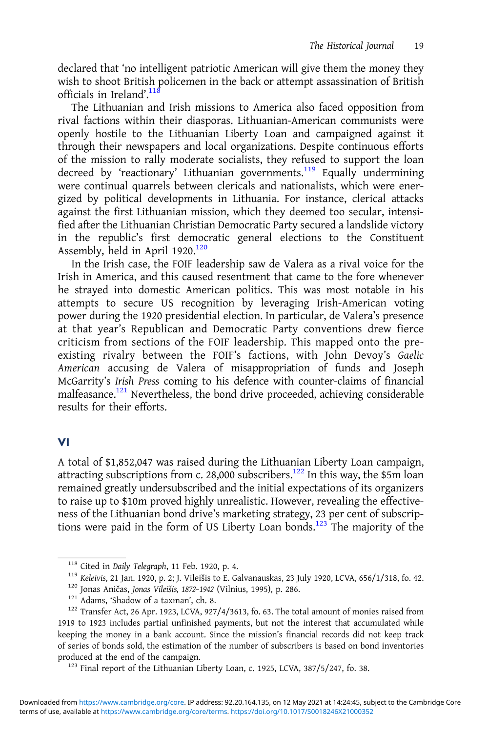declared that 'no intelligent patriotic American will give them the money they wish to shoot British policemen in the back or attempt assassination of British officials in Ireland'.[118]

The Lithuanian and Irish missions to America also faced opposition from rival factions within their diasporas. Lithuanian-American communists were openly hostile to the Lithuanian Liberty Loan and campaigned against it through their newspapers and local organizations. Despite continuous efforts of the mission to rally moderate socialists, they refused to support the loan decreed by 'reactionary' Lithuanian governments.[119] Equally undermining were continual quarrels between clericals and nationalists, which were energized by political developments in Lithuania. For instance, clerical attacks against the first Lithuanian mission, which they deemed too secular, intensified after the Lithuanian Christian Democratic Party secured a landslide victory in the republic's first democratic general elections to the Constituent Assembly, held in April 1920.[120]

In the Irish case, the FOIF leadership saw de Valera as a rival voice for the Irish in America, and this caused resentment that came to the fore whenever he strayed into domestic American politics. This was most notable in his attempts to secure US recognition by leveraging Irish-American voting power during the 1920 presidential election. In particular, de Valera's presence at that year's Republican and Democratic Party conventions drew fierce criticism from sections of the FOIF leadership. This mapped onto the pre-existing rivalry between the FOIF's factions, with John Devoy's *Gaelic American* accusing de Valera of misappropriation of funds and Joseph McGarrity's *Irish Press* coming to his defence with counter-claims of financial malfeasance.[121] Nevertheless, the bond drive proceeded, achieving considerable results for their efforts.

## VI

A total of $1,852,047 was raised during the Lithuanian Liberty Loan campaign, attracting subscriptions from c. 28,000 subscribers.[122] In this way, the $5m loan remained greatly undersubscribed and the initial expectations of its organizers to raise up to $10m proved highly unrealistic. However, revealing the effectiveness of the Lithuanian bond drive's marketing strategy, 23 per cent of subscriptions were paid in the form of US Liberty Loan bonds.[123] The majority of the

---

[118] Cited in *Daily Telegraph*, 11 Feb. 1920, p. 4.

[119] *Keleivis*, 21 Jan. 1920, p. 2; J. Vileišis to E. Galvanauskas, 23 July 1920, LCVA, 656/1/318, fo. 42.

[120] Jonas Aničas, *Jonas Vileišis, 1872–1942* (Vilnius, 1995), p. 286.

[121] Adams, 'Shadow of a taxman', ch. 8.

[122] Transfer Act, 26 Apr. 1923, LCVA, 927/4/3613, fo. 63. The total amount of monies raised from 1919 to 1923 includes partial unfinished payments, but not the interest that accumulated while keeping the money in a bank account. Since the mission's financial records did not keep track of series of bonds sold, the estimation of the number of subscribers is based on bond inventories produced at the end of the campaign.

[123] Final report of the Lithuanian Liberty Loan, c. 1925, LCVA, 387/5/247, fo. 38.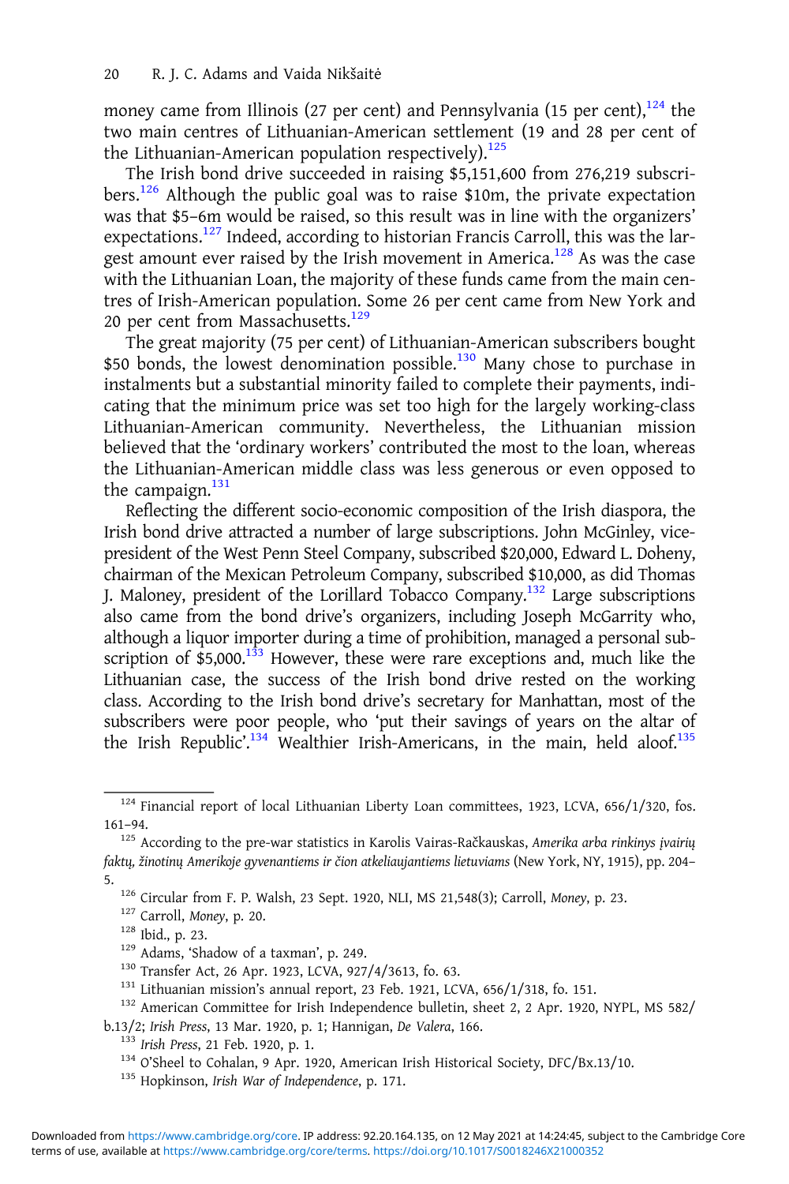money came from Illinois (27 per cent) and Pennsylvania (15 per cent),[124] the two main centres of Lithuanian-American settlement (19 and 28 per cent of the Lithuanian-American population respectively).[125]

The Irish bond drive succeeded in raising $5,151,600 from 276,219 subscribers.[126] Although the public goal was to raise $10m, the private expectation was that $5–6m would be raised, so this result was in line with the organizers' expectations.[127] Indeed, according to historian Francis Carroll, this was the largest amount ever raised by the Irish movement in America.[128] As was the case with the Lithuanian Loan, the majority of these funds came from the main centres of Irish-American population. Some 26 per cent came from New York and 20 per cent from Massachusetts.[129]

The great majority (75 per cent) of Lithuanian-American subscribers bought $50 bonds, the lowest denomination possible.[130] Many chose to purchase in instalments but a substantial minority failed to complete their payments, indicating that the minimum price was set too high for the largely working-class Lithuanian-American community. Nevertheless, the Lithuanian mission believed that the 'ordinary workers' contributed the most to the loan, whereas the Lithuanian-American middle class was less generous or even opposed to the campaign.[131]

Reflecting the different socio-economic composition of the Irish diaspora, the Irish bond drive attracted a number of large subscriptions. John McGinley, vice-president of the West Penn Steel Company, subscribed $20,000, Edward L. Doheny, chairman of the Mexican Petroleum Company, subscribed $10,000, as did Thomas J. Maloney, president of the Lorillard Tobacco Company.[132] Large subscriptions also came from the bond drive's organizers, including Joseph McGarrity who, although a liquor importer during a time of prohibition, managed a personal subscription of $5,000.[133] However, these were rare exceptions and, much like the Lithuanian case, the success of the Irish bond drive rested on the working class. According to the Irish bond drive's secretary for Manhattan, most of the subscribers were poor people, who 'put their savings of years on the altar of the Irish Republic'.[134] Wealthier Irish-Americans, in the main, held aloof.[135]

---

[124] Financial report of local Lithuanian Liberty Loan committees, 1923, LCVA, 656/1/320, fos. 161–94.

[125] According to the pre-war statistics in Karolis Vairas-Račkauskas, *Amerika arba rinkinys įvairių faktų, žinotinų Amerikoje gyvenantiems ir čion atkeliaujantiems lietuviams* (New York, NY, 1915), pp. 204–5.

[126] Circular from F. P. Walsh, 23 Sept. 1920, NLI, MS 21,548(3); Carroll, *Money*, p. 23.

[127] Carroll, *Money*, p. 20.

[128] Ibid., p. 23.

[129] Adams, 'Shadow of a taxman', p. 249.

[130] Transfer Act, 26 Apr. 1923, LCVA, 927/4/3613, fo. 63.

[131] Lithuanian mission's annual report, 23 Feb. 1921, LCVA, 656/1/318, fo. 151.

[132] American Committee for Irish Independence bulletin, sheet 2, 2 Apr. 1920, NYPL, MS 582/b.13/2; *Irish Press*, 13 Mar. 1920, p. 1; Hannigan, *De Valera*, 166.

[133] *Irish Press*, 21 Feb. 1920, p. 1.

[134] O'Sheel to Cohalan, 9 Apr. 1920, American Irish Historical Society, DFC/Bx.13/10.

[135] Hopkinson, *Irish War of Independence*, p. 171.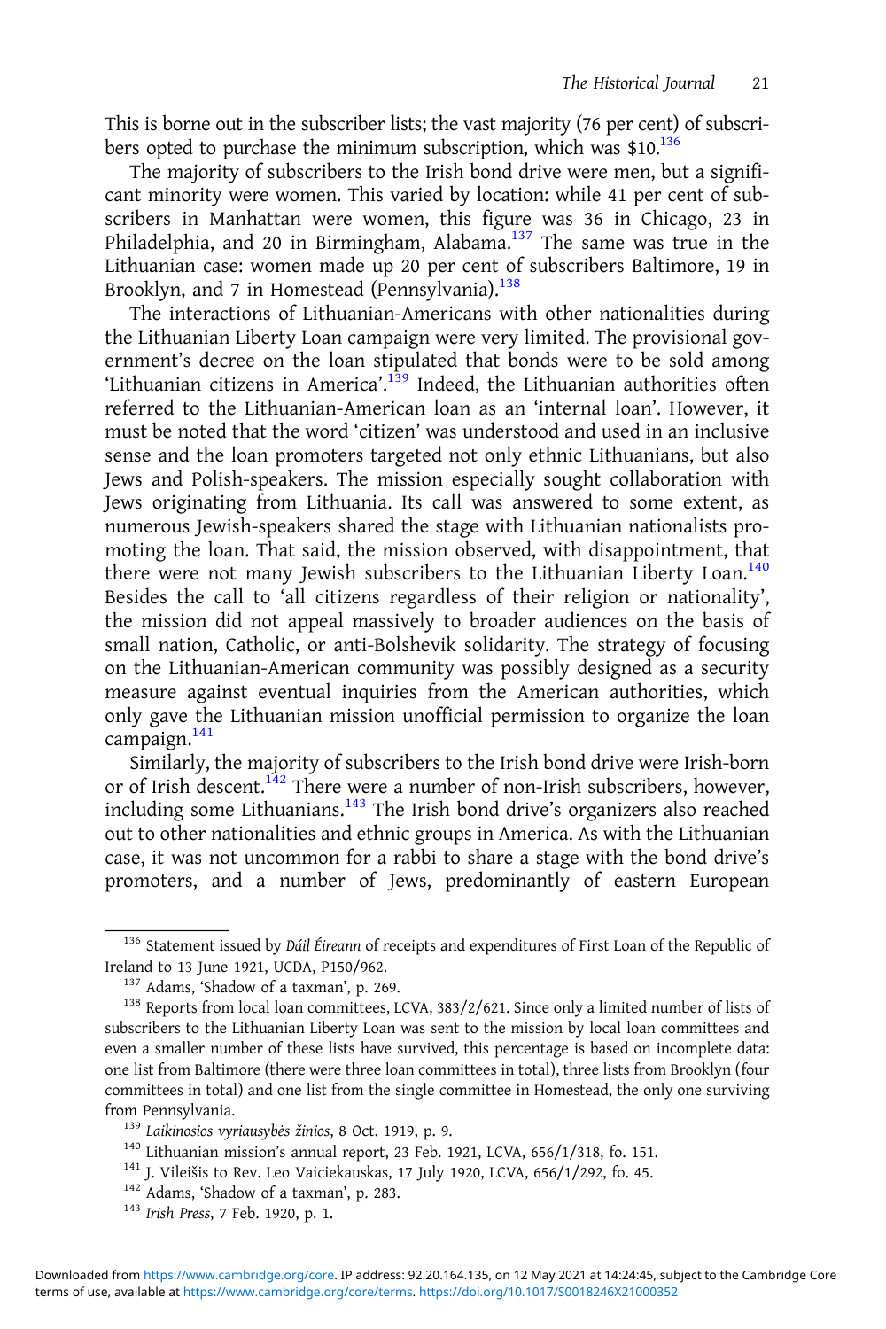This is borne out in the subscriber lists; the vast majority (76 per cent) of subscribers opted to purchase the minimum subscription, which was $10.[136]

The majority of subscribers to the Irish bond drive were men, but a significant minority were women. This varied by location: while 41 per cent of subscribers in Manhattan were women, this figure was 36 in Chicago, 23 in Philadelphia, and 20 in Birmingham, Alabama.[137] The same was true in the Lithuanian case: women made up 20 per cent of subscribers Baltimore, 19 in Brooklyn, and 7 in Homestead (Pennsylvania).[138]

The interactions of Lithuanian-Americans with other nationalities during the Lithuanian Liberty Loan campaign were very limited. The provisional government's decree on the loan stipulated that bonds were to be sold among 'Lithuanian citizens in America'.[139] Indeed, the Lithuanian authorities often referred to the Lithuanian-American loan as an 'internal loan'. However, it must be noted that the word 'citizen' was understood and used in an inclusive sense and the loan promoters targeted not only ethnic Lithuanians, but also Jews and Polish-speakers. The mission especially sought collaboration with Jews originating from Lithuania. Its call was answered to some extent, as numerous Jewish-speakers shared the stage with Lithuanian nationalists promoting the loan. That said, the mission observed, with disappointment, that there were not many Jewish subscribers to the Lithuanian Liberty Loan.[140] Besides the call to 'all citizens regardless of their religion or nationality', the mission did not appeal massively to broader audiences on the basis of small nation, Catholic, or anti-Bolshevik solidarity. The strategy of focusing on the Lithuanian-American community was possibly designed as a security measure against eventual inquiries from the American authorities, which only gave the Lithuanian mission unofficial permission to organize the loan campaign.[141]

Similarly, the majority of subscribers to the Irish bond drive were Irish-born or of Irish descent.[142] There were a number of non-Irish subscribers, however, including some Lithuanians.[143] The Irish bond drive's organizers also reached out to other nationalities and ethnic groups in America. As with the Lithuanian case, it was not uncommon for a rabbi to share a stage with the bond drive's promoters, and a number of Jews, predominantly of eastern European

[136] Statement issued by *Dáil Éireann* of receipts and expenditures of First Loan of the Republic of Ireland to 13 June 1921, UCDA, P150/962.

[137] Adams, 'Shadow of a taxman', p. 269.

[138] Reports from local loan committees, LCVA, 383/2/621. Since only a limited number of lists of subscribers to the Lithuanian Liberty Loan was sent to the mission by local loan committees and even a smaller number of these lists have survived, this percentage is based on incomplete data: one list from Baltimore (there were three loan committees in total), three lists from Brooklyn (four committees in total) and one list from the single committee in Homestead, the only one surviving from Pennsylvania.

[139] *Laikinosios vyriausybės žinios*, 8 Oct. 1919, p. 9.

[140] Lithuanian mission's annual report, 23 Feb. 1921, LCVA, 656/1/318, fo. 151.

[141] J. Vileišis to Rev. Leo Vaiciekauskas, 17 July 1920, LCVA, 656/1/292, fo. 45.

[142] Adams, 'Shadow of a taxman', p. 283.

[143] *Irish Press*, 7 Feb. 1920, p. 1.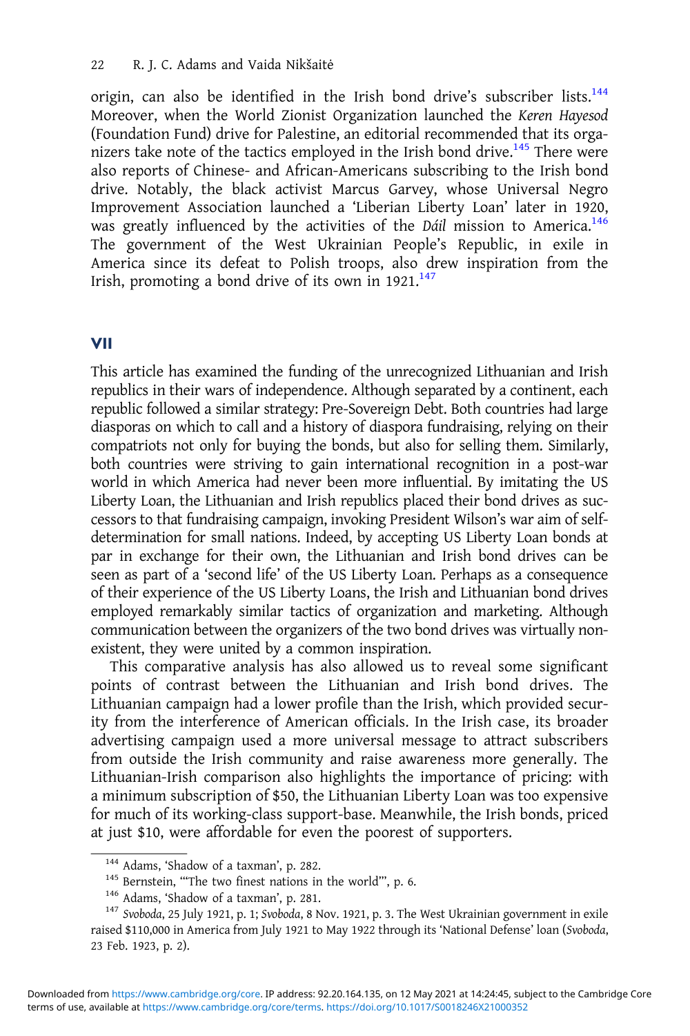origin, can also be identified in the Irish bond drive's subscriber lists.[144] Moreover, when the World Zionist Organization launched the *Keren Hayesod* (Foundation Fund) drive for Palestine, an editorial recommended that its organizers take note of the tactics employed in the Irish bond drive.[145] There were also reports of Chinese- and African-Americans subscribing to the Irish bond drive. Notably, the black activist Marcus Garvey, whose Universal Negro Improvement Association launched a 'Liberian Liberty Loan' later in 1920, was greatly influenced by the activities of the *Dáil* mission to America.[146] The government of the West Ukrainian People's Republic, in exile in America since its defeat to Polish troops, also drew inspiration from the Irish, promoting a bond drive of its own in 1921.[147]

## VII

This article has examined the funding of the unrecognized Lithuanian and Irish republics in their wars of independence. Although separated by a continent, each republic followed a similar strategy: Pre-Sovereign Debt. Both countries had large diasporas on which to call and a history of diaspora fundraising, relying on their compatriots not only for buying the bonds, but also for selling them. Similarly, both countries were striving to gain international recognition in a post-war world in which America had never been more influential. By imitating the US Liberty Loan, the Lithuanian and Irish republics placed their bond drives as successors to that fundraising campaign, invoking President Wilson's war aim of self-determination for small nations. Indeed, by accepting US Liberty Loan bonds at par in exchange for their own, the Lithuanian and Irish bond drives can be seen as part of a 'second life' of the US Liberty Loan. Perhaps as a consequence of their experience of the US Liberty Loans, the Irish and Lithuanian bond drives employed remarkably similar tactics of organization and marketing. Although communication between the organizers of the two bond drives was virtually non-existent, they were united by a common inspiration.

This comparative analysis has also allowed us to reveal some significant points of contrast between the Lithuanian and Irish bond drives. The Lithuanian campaign had a lower profile than the Irish, which provided security from the interference of American officials. In the Irish case, its broader advertising campaign used a more universal message to attract subscribers from outside the Irish community and raise awareness more generally. The Lithuanian-Irish comparison also highlights the importance of pricing: with a minimum subscription of \$50, the Lithuanian Liberty Loan was too expensive for much of its working-class support-base. Meanwhile, the Irish bonds, priced at just \$10, were affordable for even the poorest of supporters.

---

[144] Adams, 'Shadow of a taxman', p. 282.

[145] Bernstein, '"The two finest nations in the world"', p. 6.

[146] Adams, 'Shadow of a taxman', p. 281.

[147] *Svoboda*, 25 July 1921, p. 1; *Svoboda*, 8 Nov. 1921, p. 3. The West Ukrainian government in exile raised \$110,000 in America from July 1921 to May 1922 through its 'National Defense' loan (*Svoboda*, 23 Feb. 1923, p. 2).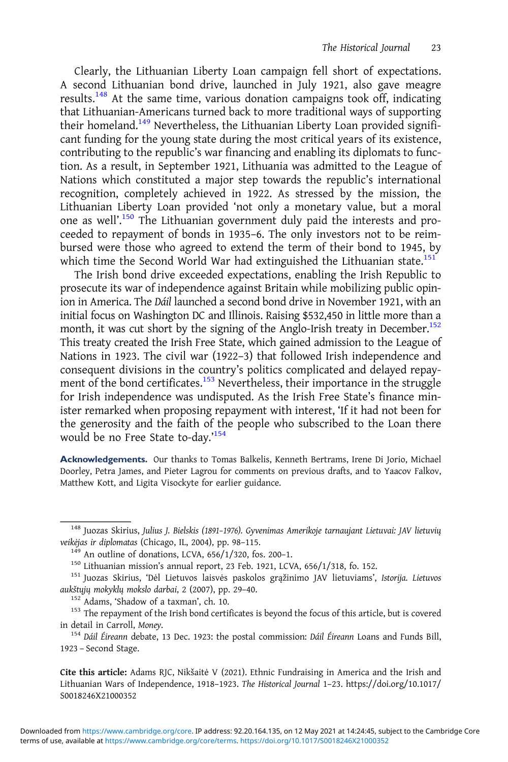Clearly, the Lithuanian Liberty Loan campaign fell short of expectations. A second Lithuanian bond drive, launched in July 1921, also gave meagre results.[148] At the same time, various donation campaigns took off, indicating that Lithuanian-Americans turned back to more traditional ways of supporting their homeland.[149] Nevertheless, the Lithuanian Liberty Loan provided significant funding for the young state during the most critical years of its existence, contributing to the republic's war financing and enabling its diplomats to function. As a result, in September 1921, Lithuania was admitted to the League of Nations which constituted a major step towards the republic's international recognition, completely achieved in 1922. As stressed by the mission, the Lithuanian Liberty Loan provided 'not only a monetary value, but a moral one as well'.[150] The Lithuanian government duly paid the interests and proceeded to repayment of bonds in 1935–6. The only investors not to be reimbursed were those who agreed to extend the term of their bond to 1945, by which time the Second World War had extinguished the Lithuanian state.[151]

The Irish bond drive exceeded expectations, enabling the Irish Republic to prosecute its war of independence against Britain while mobilizing public opinion in America. The *Dáil* launched a second bond drive in November 1921, with an initial focus on Washington DC and Illinois. Raising $532,450 in little more than a month, it was cut short by the signing of the Anglo-Irish treaty in December.[152] This treaty created the Irish Free State, which gained admission to the League of Nations in 1923. The civil war (1922–3) that followed Irish independence and consequent divisions in the country's politics complicated and delayed repayment of the bond certificates.[153] Nevertheless, their importance in the struggle for Irish independence was undisputed. As the Irish Free State's finance minister remarked when proposing repayment with interest, 'If it had not been for the generosity and the faith of the people who subscribed to the Loan there would be no Free State to-day.'[154]

**Acknowledgements.** Our thanks to Tomas Balkelis, Kenneth Bertrams, Irene Di Jorio, Michael Doorley, Petra James, and Pieter Lagrou for comments on previous drafts, and to Yaacov Falkov, Matthew Kott, and Ligita Visockyte for earlier guidance.

---

[148] Juozas Skirius, *Julius J. Bielskis (1891–1976). Gyvenimas Amerikoje tarnaujant Lietuvai: JAV lietuvių veikėjas ir diplomatas* (Chicago, IL, 2004), pp. 98–115.

[149] An outline of donations, LCVA, 656/1/320, fos. 200–1.

[150] Lithuanian mission's annual report, 23 Feb. 1921, LCVA, 656/1/318, fo. 152.

[151] Juozas Skirius, 'Dėl Lietuvos laisvės paskolos grąžinimo JAV lietuviams', *Istorija. Lietuvos aukštųjų mokyklų mokslo darbai*, 2 (2007), pp. 29–40.

[152] Adams, 'Shadow of a taxman', ch. 10.

[153] The repayment of the Irish bond certificates is beyond the focus of this article, but is covered in detail in Carroll, *Money*.

[154] *Dáil Éireann* debate, 13 Dec. 1923: the postal commission: *Dáil Éireann* Loans and Funds Bill, 1923 – Second Stage.

**Cite this article:** Adams RJC, Nikšaitė V (2021). Ethnic Fundraising in America and the Irish and Lithuanian Wars of Independence, 1918–1923. *The Historical Journal* 1–23. https://doi.org/10.1017/S0018246X21000352